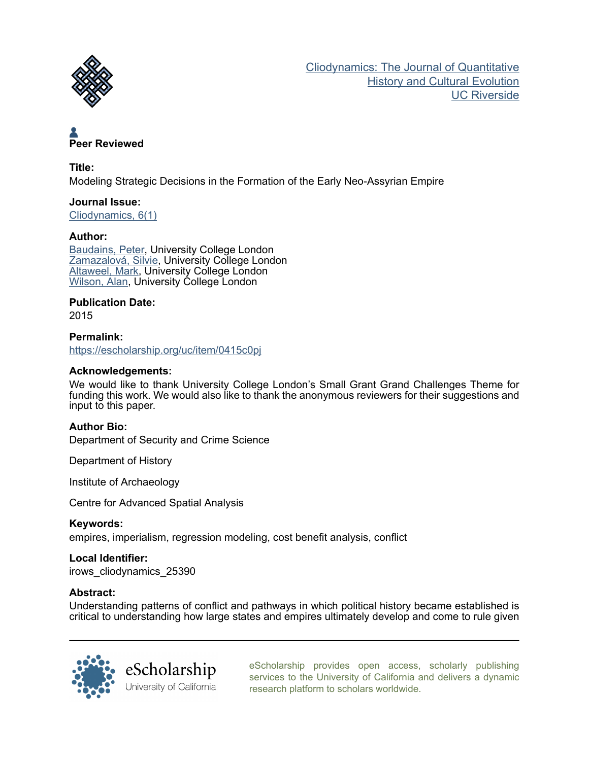Cliodynamics: The Journal of Quantitative History and Cultural Evolution
UC Riverside

**Peer Reviewed**

**Title:**
Modeling Strategic Decisions in the Formation of the Early Neo-Assyrian Empire

**Journal Issue:**
Cliodynamics, 6(1)

**Author:**
Baudains, Peter, University College London
Zamazalová, Silvie, University College London
Altaweel, Mark, University College London
Wilson, Alan, University College London

**Publication Date:**
2015

**Permalink:**
https://escholarship.org/uc/item/0415c0pj

**Acknowledgements:**
We would like to thank University College London's Small Grant Grand Challenges Theme for funding this work. We would also like to thank the anonymous reviewers for their suggestions and input to this paper.

**Author Bio:**
Department of Security and Crime Science

Department of History

Institute of Archaeology

Centre for Advanced Spatial Analysis

**Keywords:**
empires, imperialism, regression modeling, cost benefit analysis, conflict

**Local Identifier:**
irows_cliodynamics_25390

**Abstract:**
Understanding patterns of conflict and pathways in which political history became established is critical to understanding how large states and empires ultimately develop and come to rule given

eScholarship
University of California

eScholarship provides open access, scholarly publishing services to the University of California and delivers a dynamic research platform to scholars worldwide.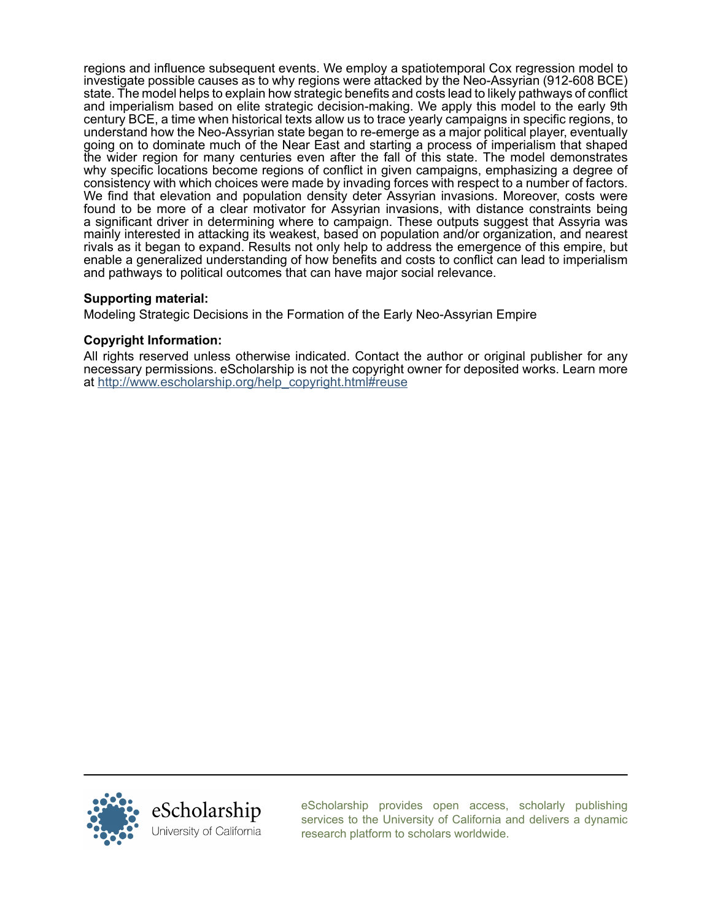regions and influence subsequent events. We employ a spatiotemporal Cox regression model to investigate possible causes as to why regions were attacked by the Neo-Assyrian (912-608 BCE) state. The model helps to explain how strategic benefits and costs lead to likely pathways of conflict and imperialism based on elite strategic decision-making. We apply this model to the early 9th century BCE, a time when historical texts allow us to trace yearly campaigns in specific regions, to understand how the Neo-Assyrian state began to re-emerge as a major political player, eventually going on to dominate much of the Near East and starting a process of imperialism that shaped the wider region for many centuries even after the fall of this state. The model demonstrates why specific locations become regions of conflict in given campaigns, emphasizing a degree of consistency with which choices were made by invading forces with respect to a number of factors. We find that elevation and population density deter Assyrian invasions. Moreover, costs were found to be more of a clear motivator for Assyrian invasions, with distance constraints being a significant driver in determining where to campaign. These outputs suggest that Assyria was mainly interested in attacking its weakest, based on population and/or organization, and nearest rivals as it began to expand. Results not only help to address the emergence of this empire, but enable a generalized understanding of how benefits and costs to conflict can lead to imperialism and pathways to political outcomes that can have major social relevance.

**Supporting material:**

Modeling Strategic Decisions in the Formation of the Early Neo-Assyrian Empire

**Copyright Information:**

All rights reserved unless otherwise indicated. Contact the author or original publisher for any necessary permissions. eScholarship is not the copyright owner for deposited works. Learn more at http://www.escholarship.org/help_copyright.html#reuse

eScholarship University of California

eScholarship provides open access, scholarly publishing services to the University of California and delivers a dynamic research platform to scholars worldwide.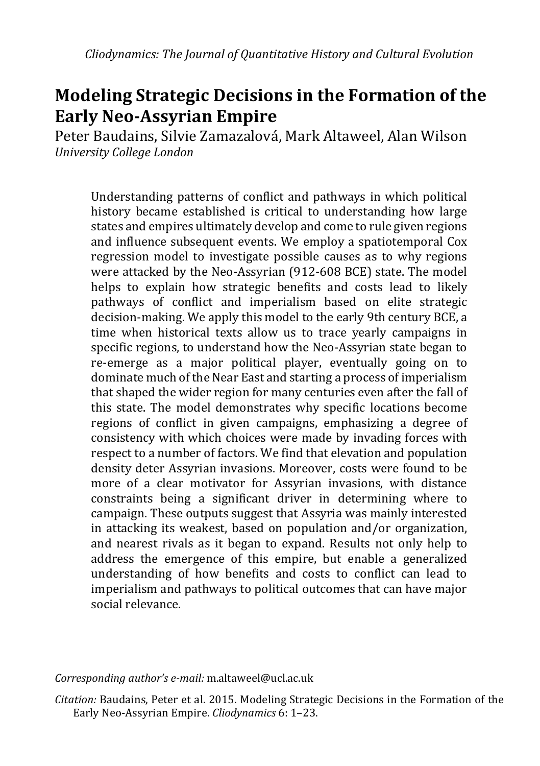*Cliodynamics: The Journal of Quantitative History and Cultural Evolution*

# Modeling Strategic Decisions in the Formation of the Early Neo-Assyrian Empire

Peter Baudains, Silvie Zamazalová, Mark Altaweel, Alan Wilson
*University College London*

Understanding patterns of conflict and pathways in which political history became established is critical to understanding how large states and empires ultimately develop and come to rule given regions and influence subsequent events. We employ a spatiotemporal Cox regression model to investigate possible causes as to why regions were attacked by the Neo-Assyrian (912-608 BCE) state. The model helps to explain how strategic benefits and costs lead to likely pathways of conflict and imperialism based on elite strategic decision-making. We apply this model to the early 9th century BCE, a time when historical texts allow us to trace yearly campaigns in specific regions, to understand how the Neo-Assyrian state began to re-emerge as a major political player, eventually going on to dominate much of the Near East and starting a process of imperialism that shaped the wider region for many centuries even after the fall of this state. The model demonstrates why specific locations become regions of conflict in given campaigns, emphasizing a degree of consistency with which choices were made by invading forces with respect to a number of factors. We find that elevation and population density deter Assyrian invasions. Moreover, costs were found to be more of a clear motivator for Assyrian invasions, with distance constraints being a significant driver in determining where to campaign. These outputs suggest that Assyria was mainly interested in attacking its weakest, based on population and/or organization, and nearest rivals as it began to expand. Results not only help to address the emergence of this empire, but enable a generalized understanding of how benefits and costs to conflict can lead to imperialism and pathways to political outcomes that can have major social relevance.

*Corresponding author's e-mail:* m.altaweel@ucl.ac.uk

*Citation:* Baudains, Peter et al. 2015. Modeling Strategic Decisions in the Formation of the Early Neo-Assyrian Empire. *Cliodynamics* 6: 1–23.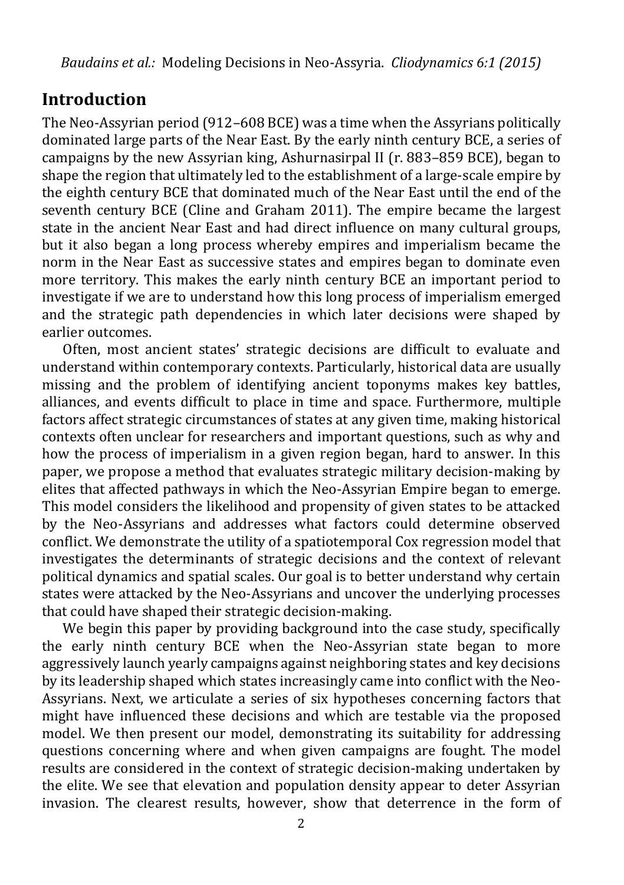## Introduction

The Neo-Assyrian period (912–608 BCE) was a time when the Assyrians politically dominated large parts of the Near East. By the early ninth century BCE, a series of campaigns by the new Assyrian king, Ashurnasirpal II (r. 883–859 BCE), began to shape the region that ultimately led to the establishment of a large-scale empire by the eighth century BCE that dominated much of the Near East until the end of the seventh century BCE (Cline and Graham 2011). The empire became the largest state in the ancient Near East and had direct influence on many cultural groups, but it also began a long process whereby empires and imperialism became the norm in the Near East as successive states and empires began to dominate even more territory. This makes the early ninth century BCE an important period to investigate if we are to understand how this long process of imperialism emerged and the strategic path dependencies in which later decisions were shaped by earlier outcomes.

Often, most ancient states' strategic decisions are difficult to evaluate and understand within contemporary contexts. Particularly, historical data are usually missing and the problem of identifying ancient toponyms makes key battles, alliances, and events difficult to place in time and space. Furthermore, multiple factors affect strategic circumstances of states at any given time, making historical contexts often unclear for researchers and important questions, such as why and how the process of imperialism in a given region began, hard to answer. In this paper, we propose a method that evaluates strategic military decision-making by elites that affected pathways in which the Neo-Assyrian Empire began to emerge. This model considers the likelihood and propensity of given states to be attacked by the Neo-Assyrians and addresses what factors could determine observed conflict. We demonstrate the utility of a spatiotemporal Cox regression model that investigates the determinants of strategic decisions and the context of relevant political dynamics and spatial scales. Our goal is to better understand why certain states were attacked by the Neo-Assyrians and uncover the underlying processes that could have shaped their strategic decision-making.

We begin this paper by providing background into the case study, specifically the early ninth century BCE when the Neo-Assyrian state began to more aggressively launch yearly campaigns against neighboring states and key decisions by its leadership shaped which states increasingly came into conflict with the Neo-Assyrians. Next, we articulate a series of six hypotheses concerning factors that might have influenced these decisions and which are testable via the proposed model. We then present our model, demonstrating its suitability for addressing questions concerning where and when given campaigns are fought. The model results are considered in the context of strategic decision-making undertaken by the elite. We see that elevation and population density appear to deter Assyrian invasion. The clearest results, however, show that deterrence in the form of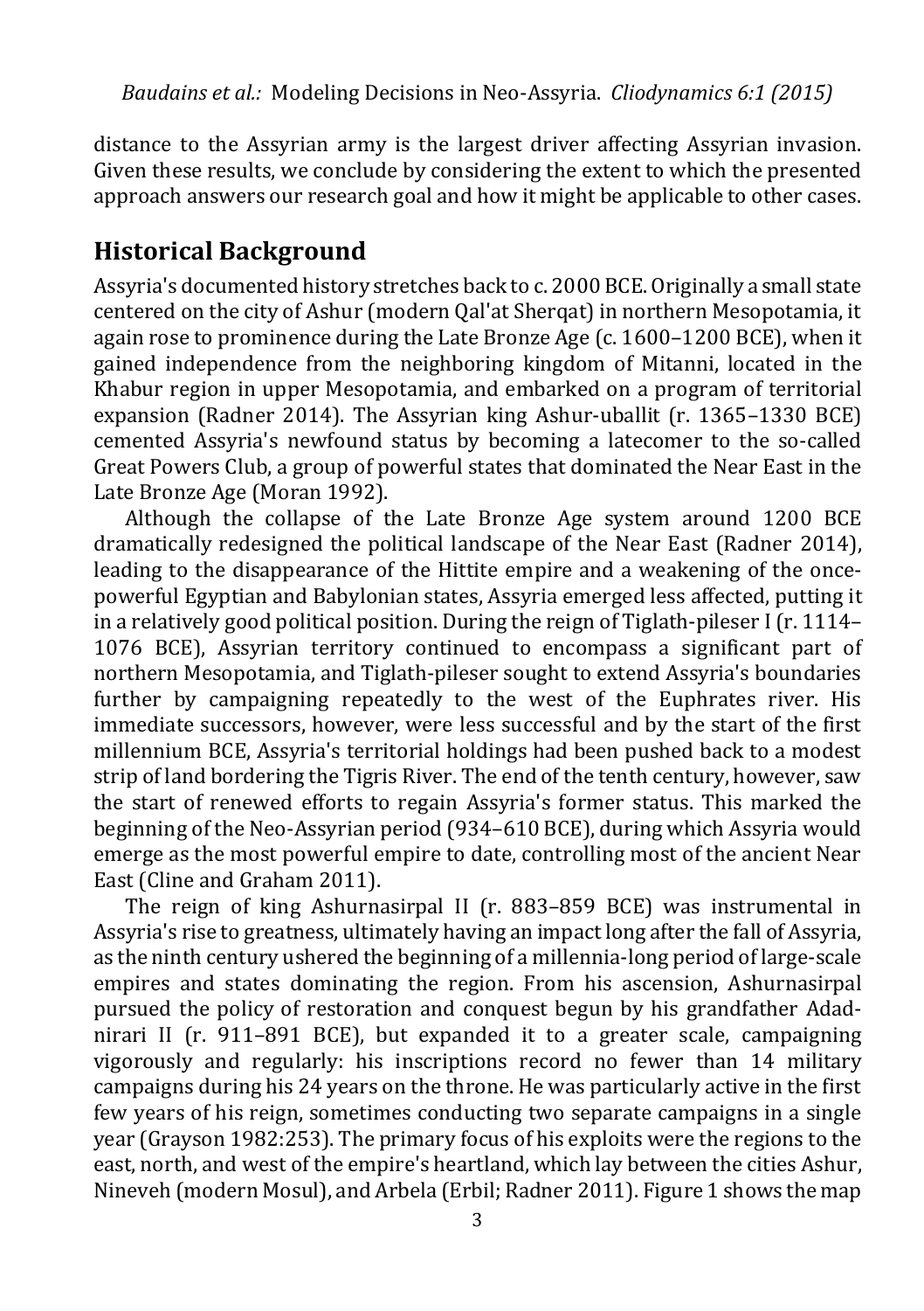distance to the Assyrian army is the largest driver affecting Assyrian invasion. Given these results, we conclude by considering the extent to which the presented approach answers our research goal and how it might be applicable to other cases.

## Historical Background

Assyria's documented history stretches back to c. 2000 BCE. Originally a small state centered on the city of Ashur (modern Qal'at Sherqat) in northern Mesopotamia, it again rose to prominence during the Late Bronze Age (c. 1600–1200 BCE), when it gained independence from the neighboring kingdom of Mitanni, located in the Khabur region in upper Mesopotamia, and embarked on a program of territorial expansion (Radner 2014). The Assyrian king Ashur-uballit (r. 1365–1330 BCE) cemented Assyria's newfound status by becoming a latecomer to the so-called Great Powers Club, a group of powerful states that dominated the Near East in the Late Bronze Age (Moran 1992).

Although the collapse of the Late Bronze Age system around 1200 BCE dramatically redesigned the political landscape of the Near East (Radner 2014), leading to the disappearance of the Hittite empire and a weakening of the once-powerful Egyptian and Babylonian states, Assyria emerged less affected, putting it in a relatively good political position. During the reign of Tiglath-pileser I (r. 1114–1076 BCE), Assyrian territory continued to encompass a significant part of northern Mesopotamia, and Tiglath-pileser sought to extend Assyria's boundaries further by campaigning repeatedly to the west of the Euphrates river. His immediate successors, however, were less successful and by the start of the first millennium BCE, Assyria's territorial holdings had been pushed back to a modest strip of land bordering the Tigris River. The end of the tenth century, however, saw the start of renewed efforts to regain Assyria's former status. This marked the beginning of the Neo-Assyrian period (934–610 BCE), during which Assyria would emerge as the most powerful empire to date, controlling most of the ancient Near East (Cline and Graham 2011).

The reign of king Ashurnasirpal II (r. 883–859 BCE) was instrumental in Assyria's rise to greatness, ultimately having an impact long after the fall of Assyria, as the ninth century ushered the beginning of a millennia-long period of large-scale empires and states dominating the region. From his ascension, Ashurnasirpal pursued the policy of restoration and conquest begun by his grandfather Adad-nirari II (r. 911–891 BCE), but expanded it to a greater scale, campaigning vigorously and regularly: his inscriptions record no fewer than 14 military campaigns during his 24 years on the throne. He was particularly active in the first few years of his reign, sometimes conducting two separate campaigns in a single year (Grayson 1982:253). The primary focus of his exploits were the regions to the east, north, and west of the empire's heartland, which lay between the cities Ashur, Nineveh (modern Mosul), and Arbela (Erbil; Radner 2011). Figure 1 shows the map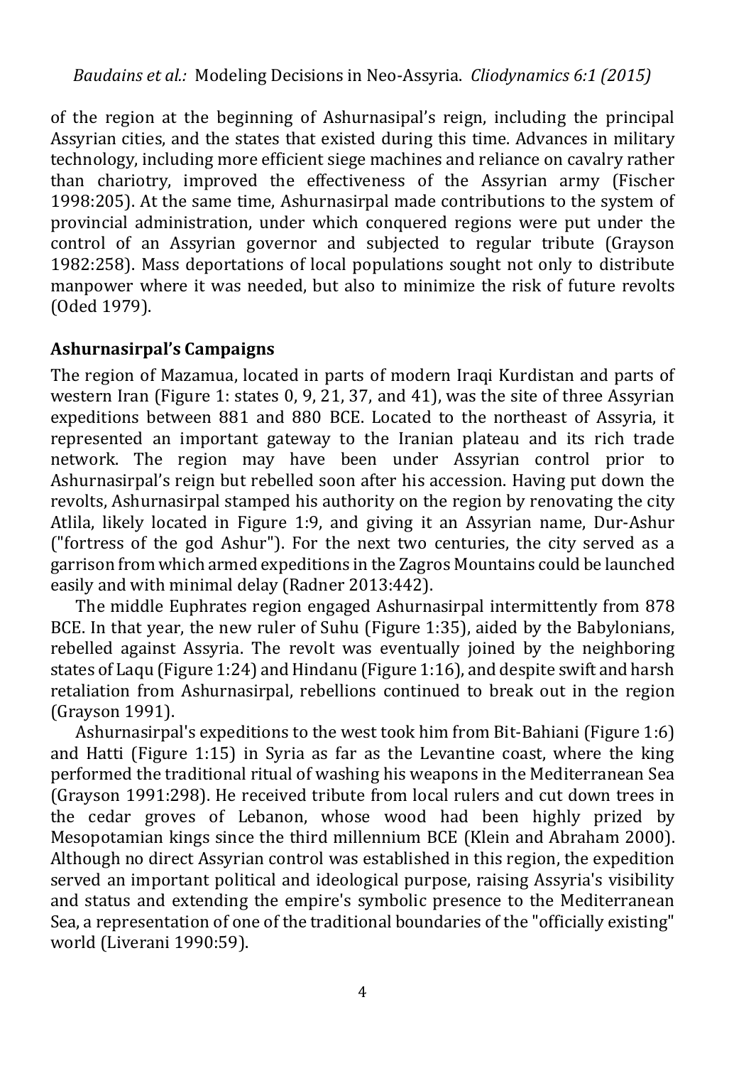of the region at the beginning of Ashurnasipal's reign, including the principal Assyrian cities, and the states that existed during this time. Advances in military technology, including more efficient siege machines and reliance on cavalry rather than chariotry, improved the effectiveness of the Assyrian army (Fischer 1998:205). At the same time, Ashurnasirpal made contributions to the system of provincial administration, under which conquered regions were put under the control of an Assyrian governor and subjected to regular tribute (Grayson 1982:258). Mass deportations of local populations sought not only to distribute manpower where it was needed, but also to minimize the risk of future revolts (Oded 1979).

## Ashurnasirpal's Campaigns

The region of Mazamua, located in parts of modern Iraqi Kurdistan and parts of western Iran (Figure 1: states 0, 9, 21, 37, and 41), was the site of three Assyrian expeditions between 881 and 880 BCE. Located to the northeast of Assyria, it represented an important gateway to the Iranian plateau and its rich trade network. The region may have been under Assyrian control prior to Ashurnasirpal's reign but rebelled soon after his accession. Having put down the revolts, Ashurnasirpal stamped his authority on the region by renovating the city Atlila, likely located in Figure 1:9, and giving it an Assyrian name, Dur-Ashur ("fortress of the god Ashur"). For the next two centuries, the city served as a garrison from which armed expeditions in the Zagros Mountains could be launched easily and with minimal delay (Radner 2013:442).

The middle Euphrates region engaged Ashurnasirpal intermittently from 878 BCE. In that year, the new ruler of Suhu (Figure 1:35), aided by the Babylonians, rebelled against Assyria. The revolt was eventually joined by the neighboring states of Laqu (Figure 1:24) and Hindanu (Figure 1:16), and despite swift and harsh retaliation from Ashurnasirpal, rebellions continued to break out in the region (Grayson 1991).

Ashurnasirpal's expeditions to the west took him from Bit-Bahiani (Figure 1:6) and Hatti (Figure 1:15) in Syria as far as the Levantine coast, where the king performed the traditional ritual of washing his weapons in the Mediterranean Sea (Grayson 1991:298). He received tribute from local rulers and cut down trees in the cedar groves of Lebanon, whose wood had been highly prized by Mesopotamian kings since the third millennium BCE (Klein and Abraham 2000). Although no direct Assyrian control was established in this region, the expedition served an important political and ideological purpose, raising Assyria's visibility and status and extending the empire's symbolic presence to the Mediterranean Sea, a representation of one of the traditional boundaries of the "officially existing" world (Liverani 1990:59).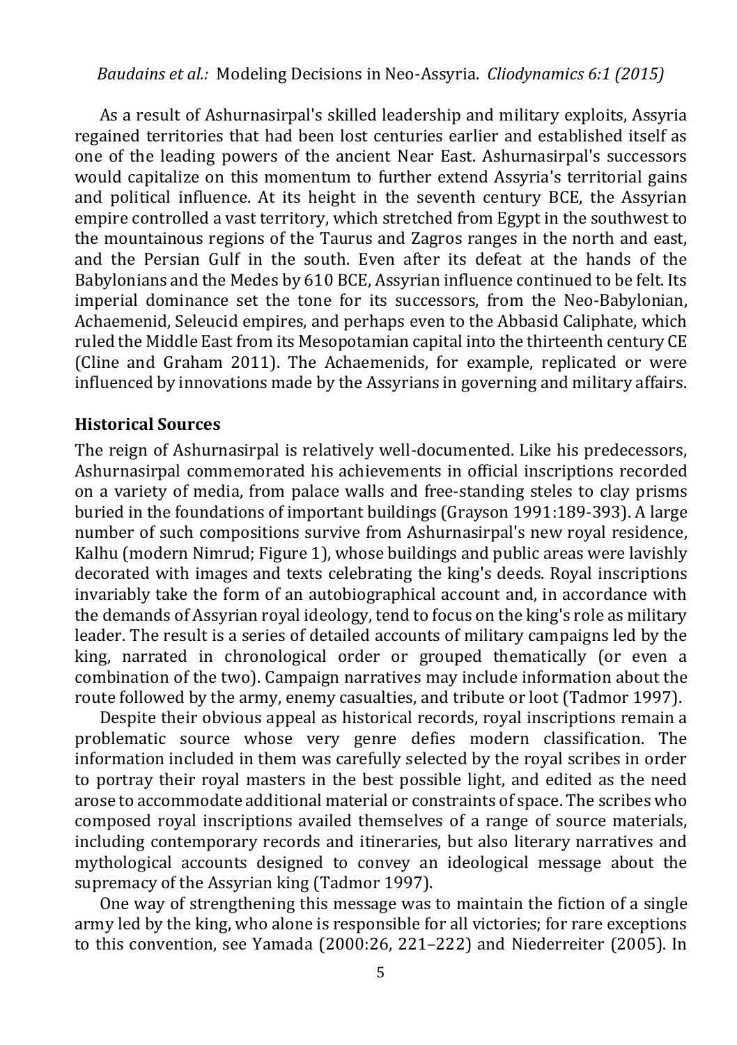As a result of Ashurnasirpal's skilled leadership and military exploits, Assyria regained territories that had been lost centuries earlier and established itself as one of the leading powers of the ancient Near East. Ashurnasirpal's successors would capitalize on this momentum to further extend Assyria's territorial gains and political influence. At its height in the seventh century BCE, the Assyrian empire controlled a vast territory, which stretched from Egypt in the southwest to the mountainous regions of the Taurus and Zagros ranges in the north and east, and the Persian Gulf in the south. Even after its defeat at the hands of the Babylonians and the Medes by 610 BCE, Assyrian influence continued to be felt. Its imperial dominance set the tone for its successors, from the Neo-Babylonian, Achaemenid, Seleucid empires, and perhaps even to the Abbasid Caliphate, which ruled the Middle East from its Mesopotamian capital into the thirteenth century CE (Cline and Graham 2011). The Achaemenids, for example, replicated or were influenced by innovations made by the Assyrians in governing and military affairs.

## Historical Sources

The reign of Ashurnasirpal is relatively well-documented. Like his predecessors, Ashurnasirpal commemorated his achievements in official inscriptions recorded on a variety of media, from palace walls and free-standing steles to clay prisms buried in the foundations of important buildings (Grayson 1991:189-393). A large number of such compositions survive from Ashurnasirpal's new royal residence, Kalhu (modern Nimrud; Figure 1), whose buildings and public areas were lavishly decorated with images and texts celebrating the king's deeds. Royal inscriptions invariably take the form of an autobiographical account and, in accordance with the demands of Assyrian royal ideology, tend to focus on the king's role as military leader. The result is a series of detailed accounts of military campaigns led by the king, narrated in chronological order or grouped thematically (or even a combination of the two). Campaign narratives may include information about the route followed by the army, enemy casualties, and tribute or loot (Tadmor 1997).

Despite their obvious appeal as historical records, royal inscriptions remain a problematic source whose very genre defies modern classification. The information included in them was carefully selected by the royal scribes in order to portray their royal masters in the best possible light, and edited as the need arose to accommodate additional material or constraints of space. The scribes who composed royal inscriptions availed themselves of a range of source materials, including contemporary records and itineraries, but also literary narratives and mythological accounts designed to convey an ideological message about the supremacy of the Assyrian king (Tadmor 1997).

One way of strengthening this message was to maintain the fiction of a single army led by the king, who alone is responsible for all victories; for rare exceptions to this convention, see Yamada (2000:26, 221–222) and Niederreiter (2005). In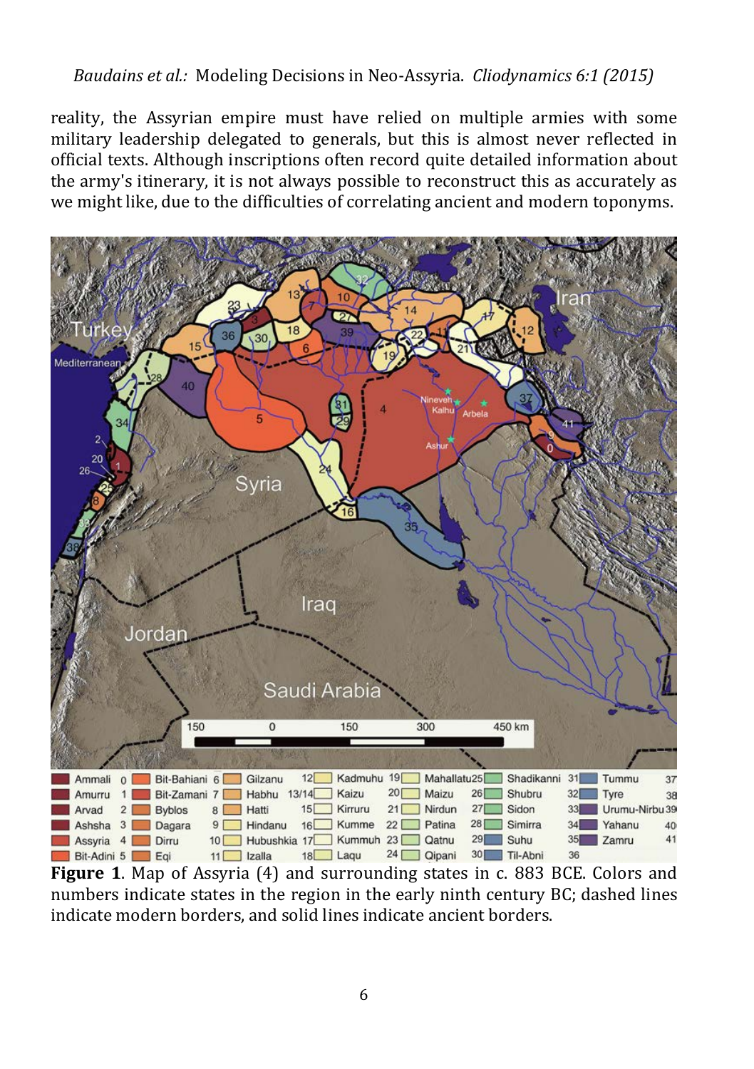reality, the Assyrian empire must have relied on multiple armies with some military leadership delegated to generals, but this is almost never reflected in official texts. Although inscriptions often record quite detailed information about the army's itinerary, it is not always possible to reconstruct this as accurately as we might like, due to the difficulties of correlating ancient and modern toponyms.

**Figure 1**. Map of Assyria (4) and surrounding states in c. 883 BCE. Colors and numbers indicate states in the region in the early ninth century BC; dashed lines indicate modern borders, and solid lines indicate ancient borders.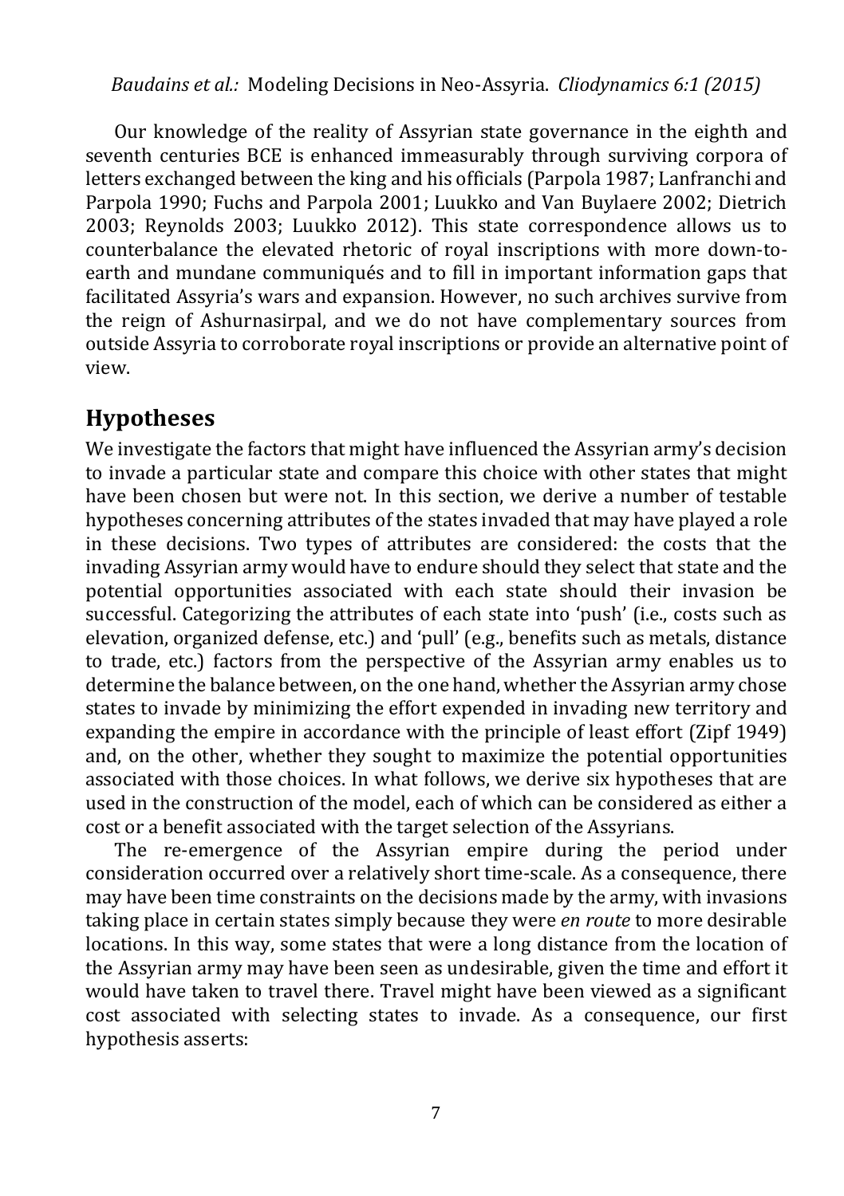Our knowledge of the reality of Assyrian state governance in the eighth and seventh centuries BCE is enhanced immeasurably through surviving corpora of letters exchanged between the king and his officials (Parpola 1987; Lanfranchi and Parpola 1990; Fuchs and Parpola 2001; Luukko and Van Buylaere 2002; Dietrich 2003; Reynolds 2003; Luukko 2012). This state correspondence allows us to counterbalance the elevated rhetoric of royal inscriptions with more down-to-earth and mundane communiqués and to fill in important information gaps that facilitated Assyria's wars and expansion. However, no such archives survive from the reign of Ashurnasirpal, and we do not have complementary sources from outside Assyria to corroborate royal inscriptions or provide an alternative point of view.

## Hypotheses

We investigate the factors that might have influenced the Assyrian army's decision to invade a particular state and compare this choice with other states that might have been chosen but were not. In this section, we derive a number of testable hypotheses concerning attributes of the states invaded that may have played a role in these decisions. Two types of attributes are considered: the costs that the invading Assyrian army would have to endure should they select that state and the potential opportunities associated with each state should their invasion be successful. Categorizing the attributes of each state into 'push' (i.e., costs such as elevation, organized defense, etc.) and 'pull' (e.g., benefits such as metals, distance to trade, etc.) factors from the perspective of the Assyrian army enables us to determine the balance between, on the one hand, whether the Assyrian army chose states to invade by minimizing the effort expended in invading new territory and expanding the empire in accordance with the principle of least effort (Zipf 1949) and, on the other, whether they sought to maximize the potential opportunities associated with those choices. In what follows, we derive six hypotheses that are used in the construction of the model, each of which can be considered as either a cost or a benefit associated with the target selection of the Assyrians.

The re-emergence of the Assyrian empire during the period under consideration occurred over a relatively short time-scale. As a consequence, there may have been time constraints on the decisions made by the army, with invasions taking place in certain states simply because they were *en route* to more desirable locations. In this way, some states that were a long distance from the location of the Assyrian army may have been seen as undesirable, given the time and effort it would have taken to travel there. Travel might have been viewed as a significant cost associated with selecting states to invade. As a consequence, our first hypothesis asserts: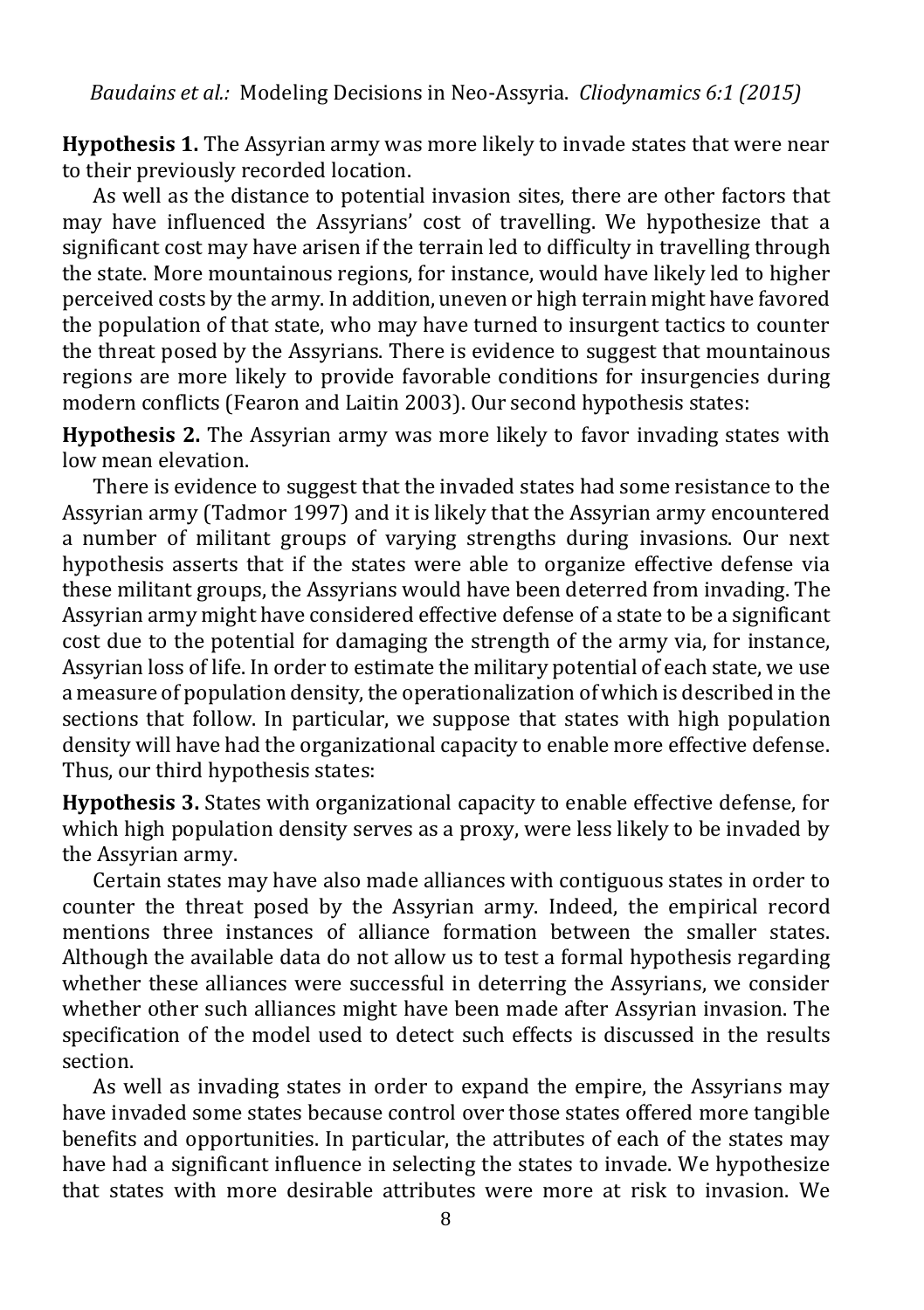**Hypothesis 1.** The Assyrian army was more likely to invade states that were near to their previously recorded location.

As well as the distance to potential invasion sites, there are other factors that may have influenced the Assyrians' cost of travelling. We hypothesize that a significant cost may have arisen if the terrain led to difficulty in travelling through the state. More mountainous regions, for instance, would have likely led to higher perceived costs by the army. In addition, uneven or high terrain might have favored the population of that state, who may have turned to insurgent tactics to counter the threat posed by the Assyrians. There is evidence to suggest that mountainous regions are more likely to provide favorable conditions for insurgencies during modern conflicts (Fearon and Laitin 2003). Our second hypothesis states:

**Hypothesis 2.** The Assyrian army was more likely to favor invading states with low mean elevation.

There is evidence to suggest that the invaded states had some resistance to the Assyrian army (Tadmor 1997) and it is likely that the Assyrian army encountered a number of militant groups of varying strengths during invasions. Our next hypothesis asserts that if the states were able to organize effective defense via these militant groups, the Assyrians would have been deterred from invading. The Assyrian army might have considered effective defense of a state to be a significant cost due to the potential for damaging the strength of the army via, for instance, Assyrian loss of life. In order to estimate the military potential of each state, we use a measure of population density, the operationalization of which is described in the sections that follow. In particular, we suppose that states with high population density will have had the organizational capacity to enable more effective defense. Thus, our third hypothesis states:

**Hypothesis 3.** States with organizational capacity to enable effective defense, for which high population density serves as a proxy, were less likely to be invaded by the Assyrian army.

Certain states may have also made alliances with contiguous states in order to counter the threat posed by the Assyrian army. Indeed, the empirical record mentions three instances of alliance formation between the smaller states. Although the available data do not allow us to test a formal hypothesis regarding whether these alliances were successful in deterring the Assyrians, we consider whether other such alliances might have been made after Assyrian invasion. The specification of the model used to detect such effects is discussed in the results section.

As well as invading states in order to expand the empire, the Assyrians may have invaded some states because control over those states offered more tangible benefits and opportunities. In particular, the attributes of each of the states may have had a significant influence in selecting the states to invade. We hypothesize that states with more desirable attributes were more at risk to invasion. We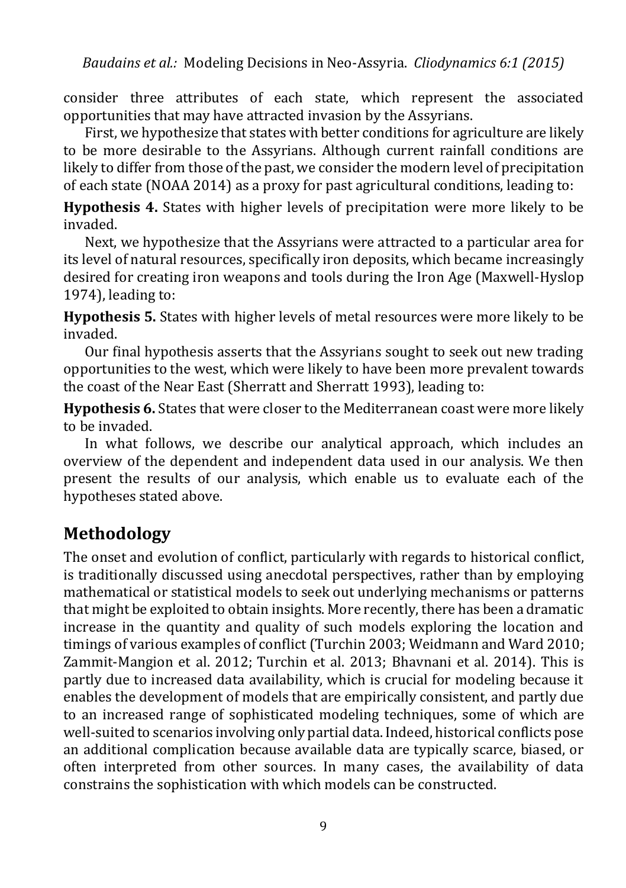consider three attributes of each state, which represent the associated opportunities that may have attracted invasion by the Assyrians.

First, we hypothesize that states with better conditions for agriculture are likely to be more desirable to the Assyrians. Although current rainfall conditions are likely to differ from those of the past, we consider the modern level of precipitation of each state (NOAA 2014) as a proxy for past agricultural conditions, leading to:

**Hypothesis 4.** States with higher levels of precipitation were more likely to be invaded.

Next, we hypothesize that the Assyrians were attracted to a particular area for its level of natural resources, specifically iron deposits, which became increasingly desired for creating iron weapons and tools during the Iron Age (Maxwell-Hyslop 1974), leading to:

**Hypothesis 5.** States with higher levels of metal resources were more likely to be invaded.

Our final hypothesis asserts that the Assyrians sought to seek out new trading opportunities to the west, which were likely to have been more prevalent towards the coast of the Near East (Sherratt and Sherratt 1993), leading to:

**Hypothesis 6.** States that were closer to the Mediterranean coast were more likely to be invaded.

In what follows, we describe our analytical approach, which includes an overview of the dependent and independent data used in our analysis. We then present the results of our analysis, which enable us to evaluate each of the hypotheses stated above.

## Methodology

The onset and evolution of conflict, particularly with regards to historical conflict, is traditionally discussed using anecdotal perspectives, rather than by employing mathematical or statistical models to seek out underlying mechanisms or patterns that might be exploited to obtain insights. More recently, there has been a dramatic increase in the quantity and quality of such models exploring the location and timings of various examples of conflict (Turchin 2003; Weidmann and Ward 2010; Zammit-Mangion et al. 2012; Turchin et al. 2013; Bhavnani et al. 2014). This is partly due to increased data availability, which is crucial for modeling because it enables the development of models that are empirically consistent, and partly due to an increased range of sophisticated modeling techniques, some of which are well-suited to scenarios involving only partial data. Indeed, historical conflicts pose an additional complication because available data are typically scarce, biased, or often interpreted from other sources. In many cases, the availability of data constrains the sophistication with which models can be constructed.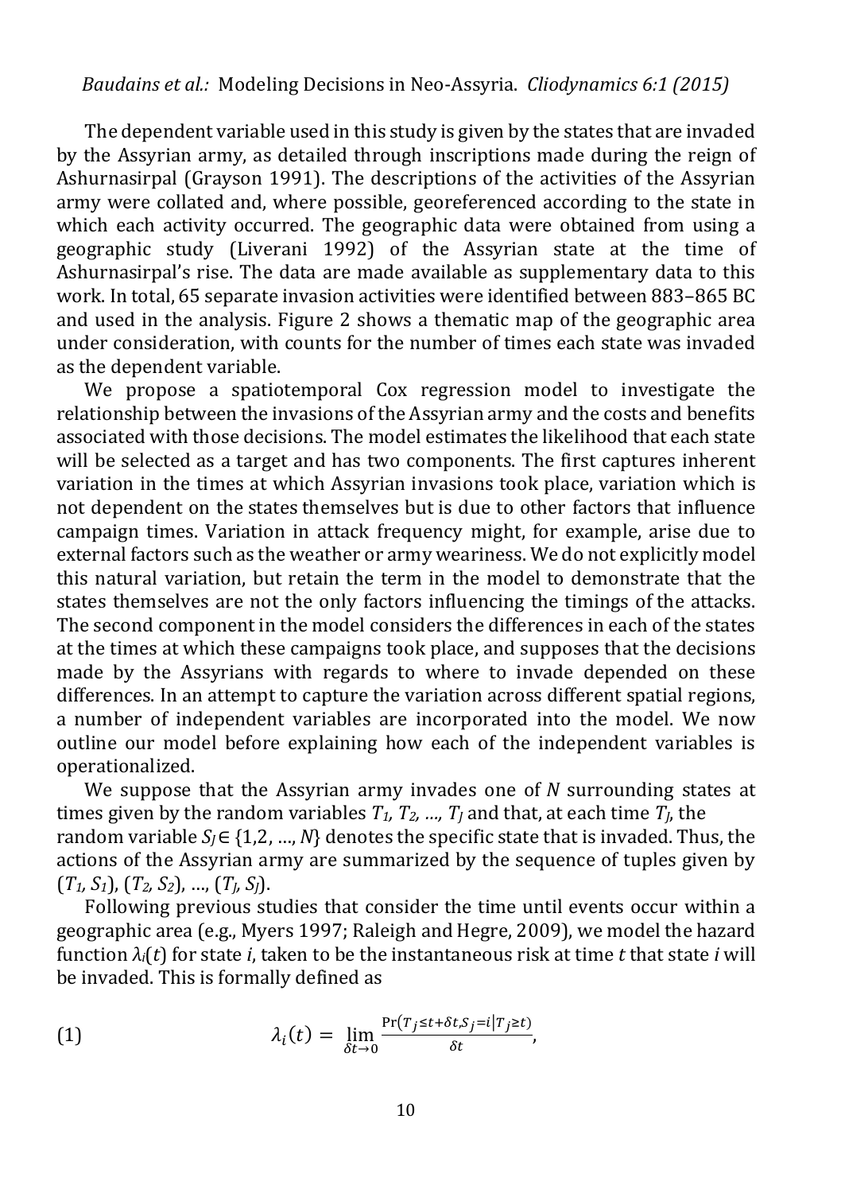The dependent variable used in this study is given by the states that are invaded by the Assyrian army, as detailed through inscriptions made during the reign of Ashurnasirpal (Grayson 1991). The descriptions of the activities of the Assyrian army were collated and, where possible, georeferenced according to the state in which each activity occurred. The geographic data were obtained from using a geographic study (Liverani 1992) of the Assyrian state at the time of Ashurnasirpal's rise. The data are made available as supplementary data to this work. In total, 65 separate invasion activities were identified between 883–865 BC and used in the analysis. Figure 2 shows a thematic map of the geographic area under consideration, with counts for the number of times each state was invaded as the dependent variable.

We propose a spatiotemporal Cox regression model to investigate the relationship between the invasions of the Assyrian army and the costs and benefits associated with those decisions. The model estimates the likelihood that each state will be selected as a target and has two components. The first captures inherent variation in the times at which Assyrian invasions took place, variation which is not dependent on the states themselves but is due to other factors that influence campaign times. Variation in attack frequency might, for example, arise due to external factors such as the weather or army weariness. We do not explicitly model this natural variation, but retain the term in the model to demonstrate that the states themselves are not the only factors influencing the timings of the attacks. The second component in the model considers the differences in each of the states at the times at which these campaigns took place, and supposes that the decisions made by the Assyrians with regards to where to invade depended on these differences. In an attempt to capture the variation across different spatial regions, a number of independent variables are incorporated into the model. We now outline our model before explaining how each of the independent variables is operationalized.

We suppose that the Assyrian army invades one of $N$ surrounding states at times given by the random variables $T_1, T_2, \ldots, T_J$ and that, at each time $T_J$, the random variable $S_J \in \{1, 2, \ldots, N\}$ denotes the specific state that is invaded. Thus, the actions of the Assyrian army are summarized by the sequence of tuples given by $(T_1, S_1), (T_2, S_2), \ldots, (T_J, S_J)$.

Following previous studies that consider the time until events occur within a geographic area (e.g., Myers 1997; Raleigh and Hegre, 2009), we model the hazard function $\lambda_i(t)$ for state $i$, taken to be the instantaneous risk at time $t$ that state $i$ will be invaded. This is formally defined as

$$\lambda_i(t) = \lim_{\delta t \to 0} \frac{\Pr(T_j \le t + \delta t, S_j = i \mid T_j \ge t)}{\delta t}, \tag{1}$$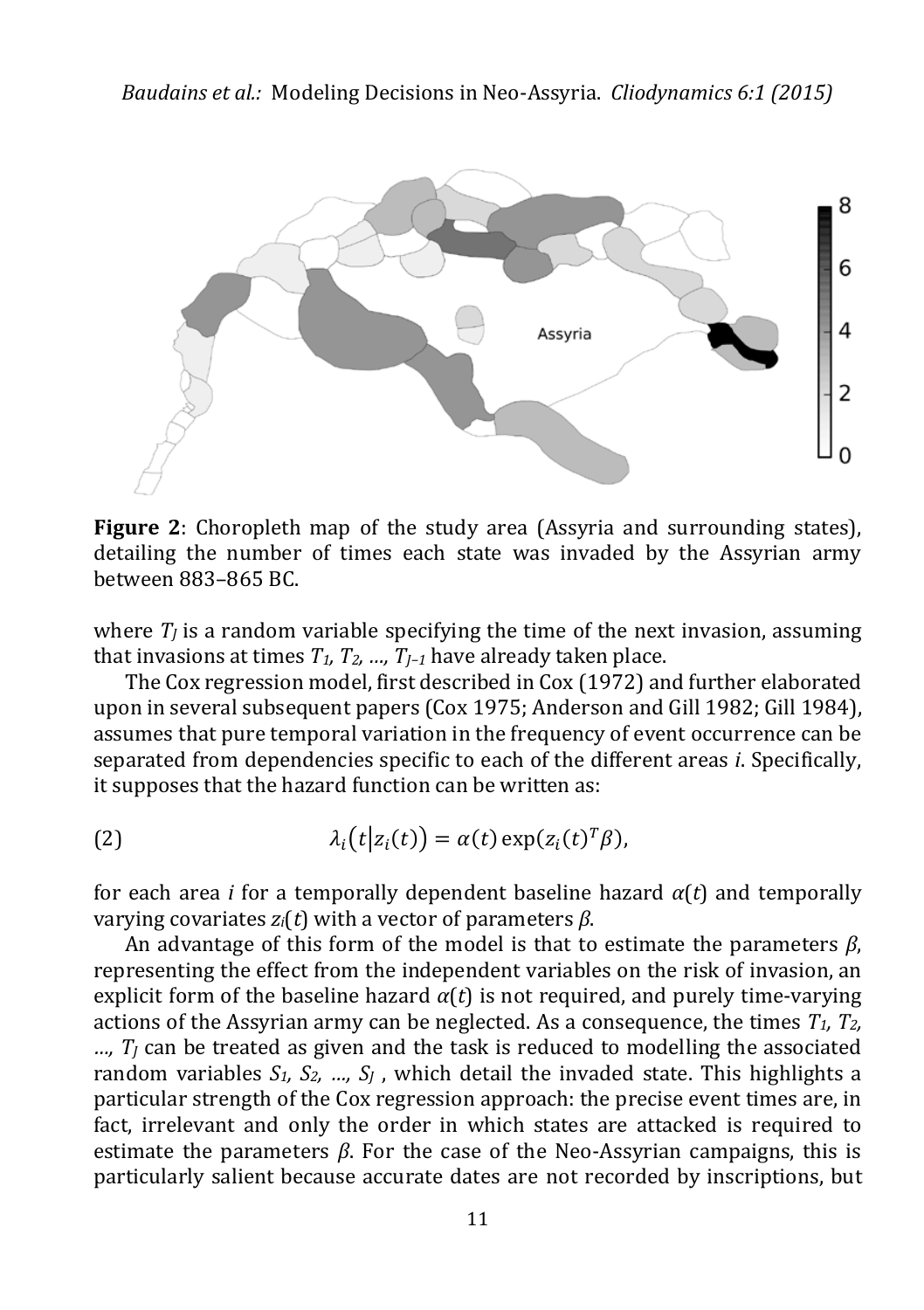**Figure 2**: Choropleth map of the study area (Assyria and surrounding states), detailing the number of times each state was invaded by the Assyrian army between 883–865 BC.

where $T_J$ is a random variable specifying the time of the next invasion, assuming that invasions at times $T_1, T_2, \ldots, T_{J-1}$ have already taken place.

The Cox regression model, first described in Cox (1972) and further elaborated upon in several subsequent papers (Cox 1975; Anderson and Gill 1982; Gill 1984), assumes that pure temporal variation in the frequency of event occurrence can be separated from dependencies specific to each of the different areas *i*. Specifically, it supposes that the hazard function can be written as:

$$\lambda_i\big(t \big| z_i(t)\big) = \alpha(t)\exp(z_i(t)^T\beta), \tag{2}$$

for each area *i* for a temporally dependent baseline hazard $\alpha(t)$ and temporally varying covariates $z_i(t)$ with a vector of parameters $\beta$.

An advantage of this form of the model is that to estimate the parameters $\beta$, representing the effect from the independent variables on the risk of invasion, an explicit form of the baseline hazard $\alpha(t)$ is not required, and purely time-varying actions of the Assyrian army can be neglected. As a consequence, the times $T_1, T_2, \ldots, T_J$ can be treated as given and the task is reduced to modelling the associated random variables $S_1, S_2, \ldots, S_J$ , which detail the invaded state. This highlights a particular strength of the Cox regression approach: the precise event times are, in fact, irrelevant and only the order in which states are attacked is required to estimate the parameters $\beta$. For the case of the Neo-Assyrian campaigns, this is particularly salient because accurate dates are not recorded by inscriptions, but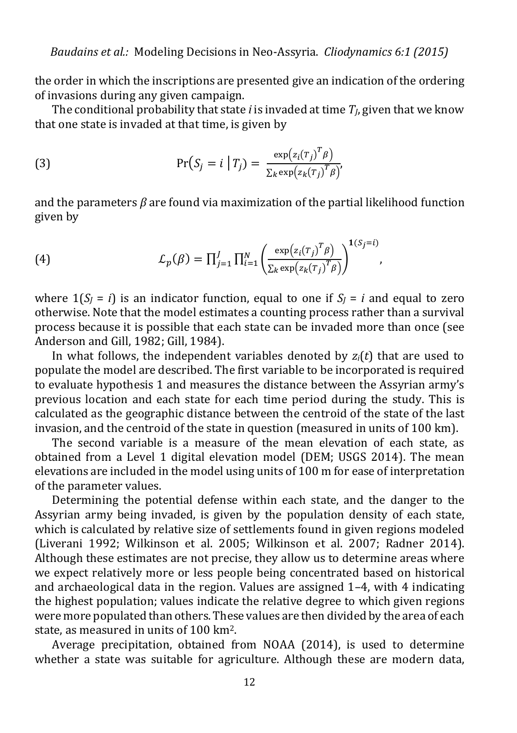the order in which the inscriptions are presented give an indication of the ordering of invasions during any given campaign.

The conditional probability that state $i$ is invaded at time $T_J$, given that we know that one state is invaded at that time, is given by

$$\Pr(S_j = i \mid T_j) = \frac{\exp\left(z_i(T_j)^T \beta\right)}{\sum_k \exp\left(z_k(T_j)^T \beta\right)}, \tag{3}$$

and the parameters $\beta$ are found via maximization of the partial likelihood function given by

$$\mathcal{L}_p(\beta) = \prod_{j=1}^{J} \prod_{i=1}^{N} \left( \frac{\exp\left(z_i(T_j)^T \beta\right)}{\sum_k \exp\left(z_k(T_j)^T \beta\right)} \right)^{\mathbf{1}(S_j = i)}, \tag{4}$$

where $1(S_J = i)$ is an indicator function, equal to one if $S_J = i$ and equal to zero otherwise. Note that the model estimates a counting process rather than a survival process because it is possible that each state can be invaded more than once (see Anderson and Gill, 1982; Gill, 1984).

In what follows, the independent variables denoted by $z_i(t)$ that are used to populate the model are described. The first variable to be incorporated is required to evaluate hypothesis 1 and measures the distance between the Assyrian army's previous location and each state for each time period during the study. This is calculated as the geographic distance between the centroid of the state of the last invasion, and the centroid of the state in question (measured in units of 100 km).

The second variable is a measure of the mean elevation of each state, as obtained from a Level 1 digital elevation model (DEM; USGS 2014). The mean elevations are included in the model using units of 100 m for ease of interpretation of the parameter values.

Determining the potential defense within each state, and the danger to the Assyrian army being invaded, is given by the population density of each state, which is calculated by relative size of settlements found in given regions modeled (Liverani 1992; Wilkinson et al. 2005; Wilkinson et al. 2007; Radner 2014). Although these estimates are not precise, they allow us to determine areas where we expect relatively more or less people being concentrated based on historical and archaeological data in the region. Values are assigned 1–4, with 4 indicating the highest population; values indicate the relative degree to which given regions were more populated than others. These values are then divided by the area of each state, as measured in units of 100 km$^2$.

Average precipitation, obtained from NOAA (2014), is used to determine whether a state was suitable for agriculture. Although these are modern data,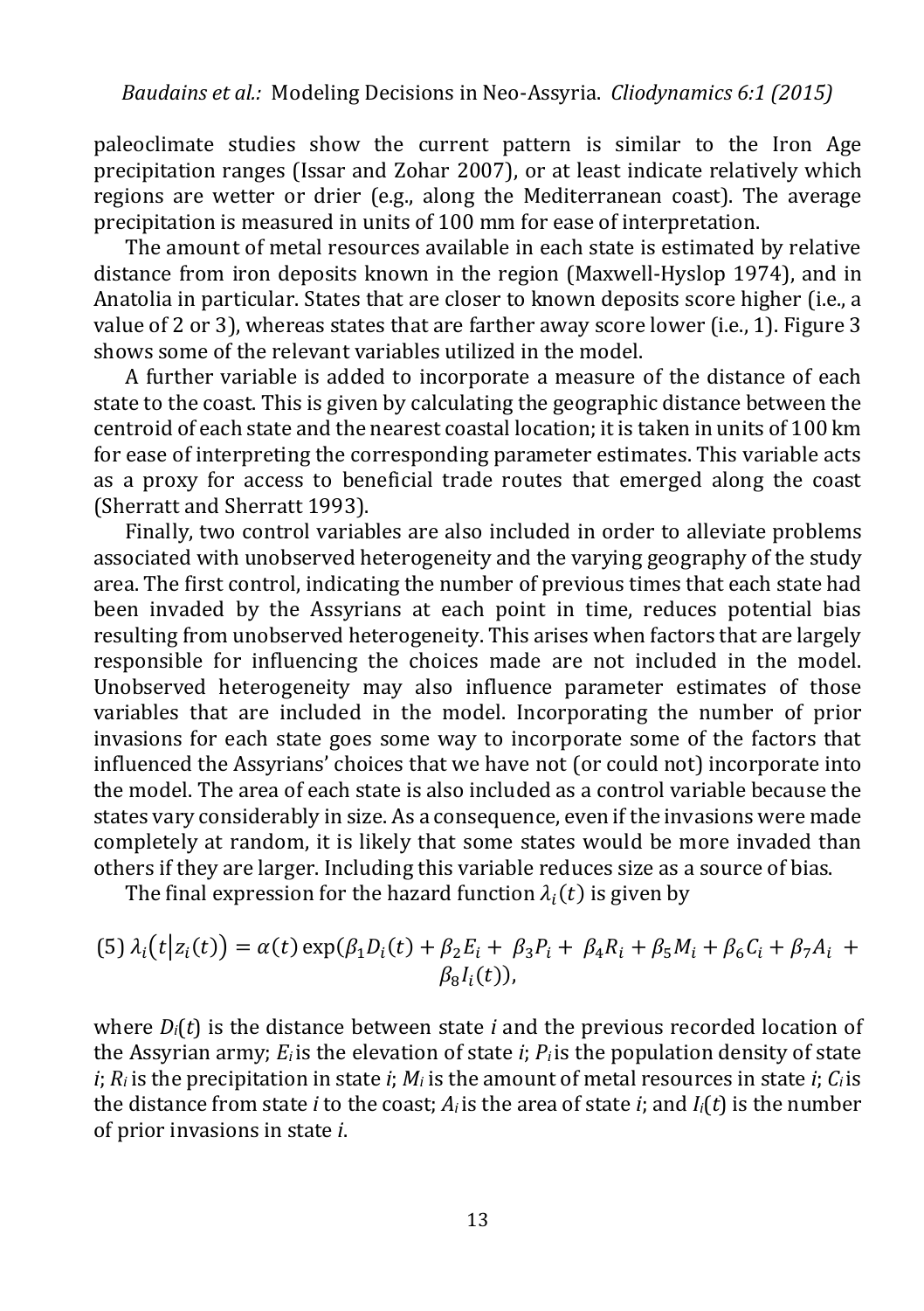paleoclimate studies show the current pattern is similar to the Iron Age precipitation ranges (Issar and Zohar 2007), or at least indicate relatively which regions are wetter or drier (e.g., along the Mediterranean coast). The average precipitation is measured in units of 100 mm for ease of interpretation.

The amount of metal resources available in each state is estimated by relative distance from iron deposits known in the region (Maxwell-Hyslop 1974), and in Anatolia in particular. States that are closer to known deposits score higher (i.e., a value of 2 or 3), whereas states that are farther away score lower (i.e., 1). Figure 3 shows some of the relevant variables utilized in the model.

A further variable is added to incorporate a measure of the distance of each state to the coast. This is given by calculating the geographic distance between the centroid of each state and the nearest coastal location; it is taken in units of 100 km for ease of interpreting the corresponding parameter estimates. This variable acts as a proxy for access to beneficial trade routes that emerged along the coast (Sherratt and Sherratt 1993).

Finally, two control variables are also included in order to alleviate problems associated with unobserved heterogeneity and the varying geography of the study area. The first control, indicating the number of previous times that each state had been invaded by the Assyrians at each point in time, reduces potential bias resulting from unobserved heterogeneity. This arises when factors that are largely responsible for influencing the choices made are not included in the model. Unobserved heterogeneity may also influence parameter estimates of those variables that are included in the model. Incorporating the number of prior invasions for each state goes some way to incorporate some of the factors that influenced the Assyrians' choices that we have not (or could not) incorporate into the model. The area of each state is also included as a control variable because the states vary considerably in size. As a consequence, even if the invasions were made completely at random, it is likely that some states would be more invaded than others if they are larger. Including this variable reduces size as a source of bias.

The final expression for the hazard function $\lambda_i(t)$ is given by

$$(5)\ \lambda_i\big(t\big|z_i(t)\big) = \alpha(t)\exp(\beta_1 D_i(t) + \beta_2 E_i + \beta_3 P_i + \beta_4 R_i + \beta_5 M_i + \beta_6 C_i + \beta_7 A_i + \beta_8 I_i(t)),$$

where $D_i(t)$ is the distance between state $i$ and the previous recorded location of the Assyrian army; $E_i$ is the elevation of state $i$; $P_i$ is the population density of state $i$; $R_i$ is the precipitation in state $i$; $M_i$ is the amount of metal resources in state $i$; $C_i$ is the distance from state $i$ to the coast; $A_i$ is the area of state $i$; and $I_i(t)$ is the number of prior invasions in state $i$.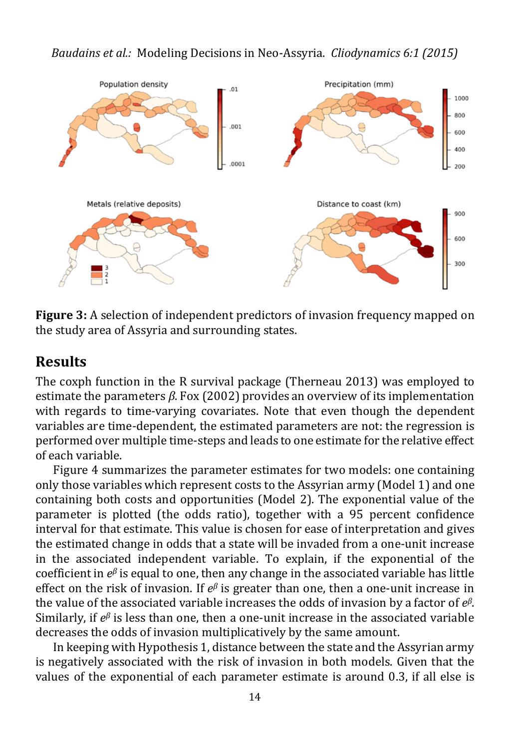**Figure 3:** A selection of independent predictors of invasion frequency mapped on the study area of Assyria and surrounding states.

## Results

The coxph function in the R survival package (Therneau 2013) was employed to estimate the parameters $\beta$. Fox (2002) provides an overview of its implementation with regards to time-varying covariates. Note that even though the dependent variables are time-dependent, the estimated parameters are not: the regression is performed over multiple time-steps and leads to one estimate for the relative effect of each variable.

Figure 4 summarizes the parameter estimates for two models: one containing only those variables which represent costs to the Assyrian army (Model 1) and one containing both costs and opportunities (Model 2). The exponential value of the parameter is plotted (the odds ratio), together with a 95 percent confidence interval for that estimate. This value is chosen for ease of interpretation and gives the estimated change in odds that a state will be invaded from a one-unit increase in the associated independent variable. To explain, if the exponential of the coefficient in $e^{\beta}$ is equal to one, then any change in the associated variable has little effect on the risk of invasion. If $e^{\beta}$ is greater than one, then a one-unit increase in the value of the associated variable increases the odds of invasion by a factor of $e^{\beta}$. Similarly, if $e^{\beta}$ is less than one, then a one-unit increase in the associated variable decreases the odds of invasion multiplicatively by the same amount.

In keeping with Hypothesis 1, distance between the state and the Assyrian army is negatively associated with the risk of invasion in both models. Given that the values of the exponential of each parameter estimate is around 0.3, if all else is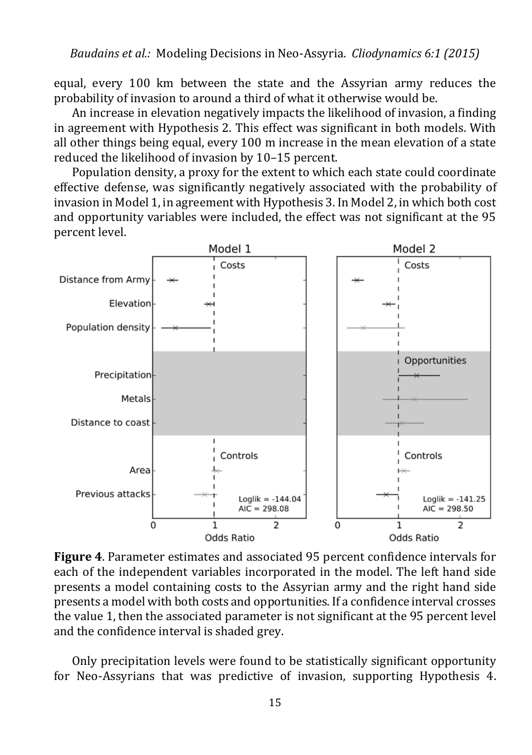equal, every 100 km between the state and the Assyrian army reduces the probability of invasion to around a third of what it otherwise would be.

An increase in elevation negatively impacts the likelihood of invasion, a finding in agreement with Hypothesis 2. This effect was significant in both models. With all other things being equal, every 100 m increase in the mean elevation of a state reduced the likelihood of invasion by 10–15 percent.

Population density, a proxy for the extent to which each state could coordinate effective defense, was significantly negatively associated with the probability of invasion in Model 1, in agreement with Hypothesis 3. In Model 2, in which both cost and opportunity variables were included, the effect was not significant at the 95 percent level.

**Figure 4**. Parameter estimates and associated 95 percent confidence intervals for each of the independent variables incorporated in the model. The left hand side presents a model containing costs to the Assyrian army and the right hand side presents a model with both costs and opportunities. If a confidence interval crosses the value 1, then the associated parameter is not significant at the 95 percent level and the confidence interval is shaded grey.

Only precipitation levels were found to be statistically significant opportunity for Neo-Assyrians that was predictive of invasion, supporting Hypothesis 4.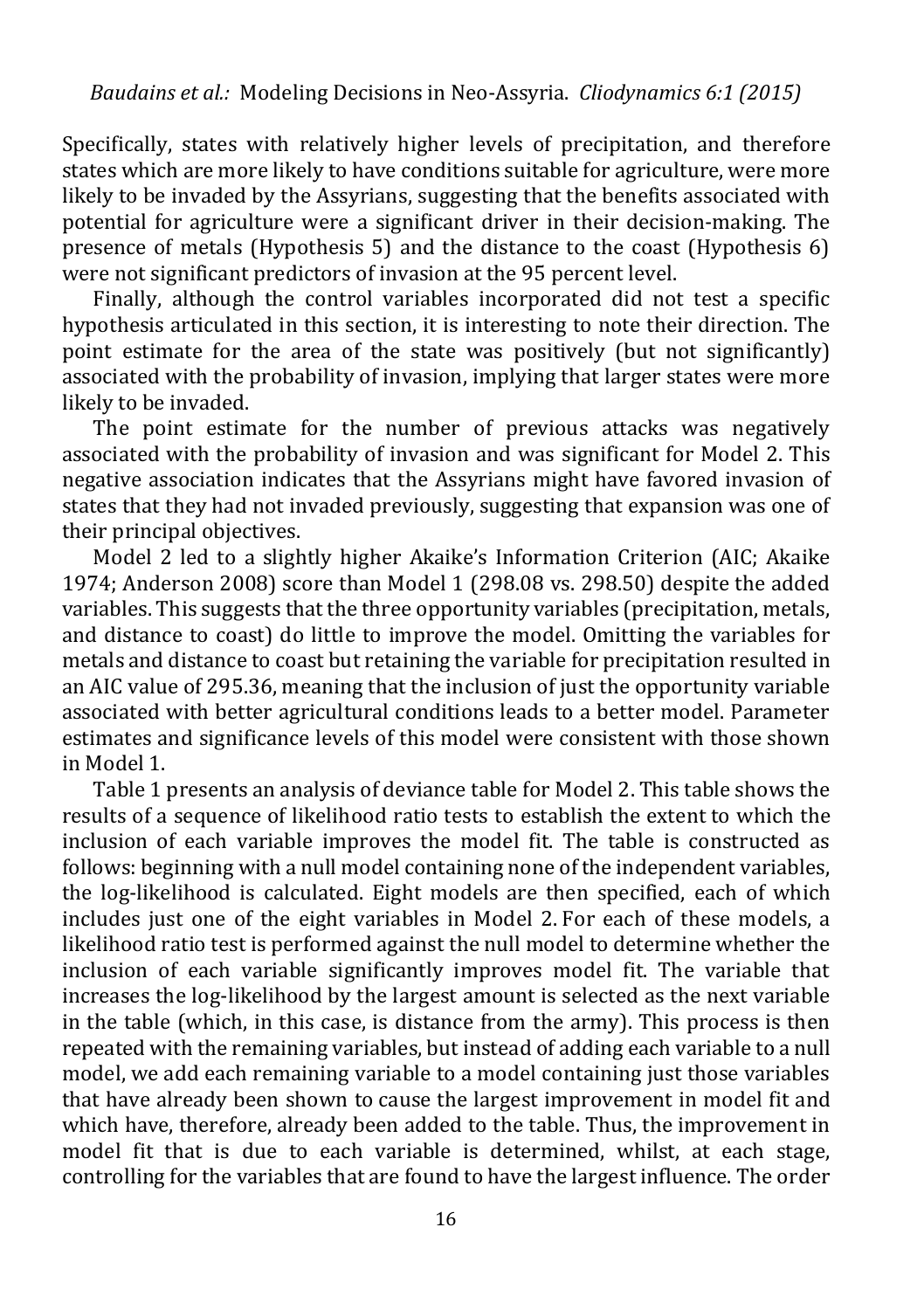Specifically, states with relatively higher levels of precipitation, and therefore states which are more likely to have conditions suitable for agriculture, were more likely to be invaded by the Assyrians, suggesting that the benefits associated with potential for agriculture were a significant driver in their decision-making. The presence of metals (Hypothesis 5) and the distance to the coast (Hypothesis 6) were not significant predictors of invasion at the 95 percent level.

Finally, although the control variables incorporated did not test a specific hypothesis articulated in this section, it is interesting to note their direction. The point estimate for the area of the state was positively (but not significantly) associated with the probability of invasion, implying that larger states were more likely to be invaded.

The point estimate for the number of previous attacks was negatively associated with the probability of invasion and was significant for Model 2. This negative association indicates that the Assyrians might have favored invasion of states that they had not invaded previously, suggesting that expansion was one of their principal objectives.

Model 2 led to a slightly higher Akaike's Information Criterion (AIC; Akaike 1974; Anderson 2008) score than Model 1 (298.08 vs. 298.50) despite the added variables. This suggests that the three opportunity variables (precipitation, metals, and distance to coast) do little to improve the model. Omitting the variables for metals and distance to coast but retaining the variable for precipitation resulted in an AIC value of 295.36, meaning that the inclusion of just the opportunity variable associated with better agricultural conditions leads to a better model. Parameter estimates and significance levels of this model were consistent with those shown in Model 1.

Table 1 presents an analysis of deviance table for Model 2. This table shows the results of a sequence of likelihood ratio tests to establish the extent to which the inclusion of each variable improves the model fit. The table is constructed as follows: beginning with a null model containing none of the independent variables, the log-likelihood is calculated. Eight models are then specified, each of which includes just one of the eight variables in Model 2. For each of these models, a likelihood ratio test is performed against the null model to determine whether the inclusion of each variable significantly improves model fit. The variable that increases the log-likelihood by the largest amount is selected as the next variable in the table (which, in this case, is distance from the army). This process is then repeated with the remaining variables, but instead of adding each variable to a null model, we add each remaining variable to a model containing just those variables that have already been shown to cause the largest improvement in model fit and which have, therefore, already been added to the table. Thus, the improvement in model fit that is due to each variable is determined, whilst, at each stage, controlling for the variables that are found to have the largest influence. The order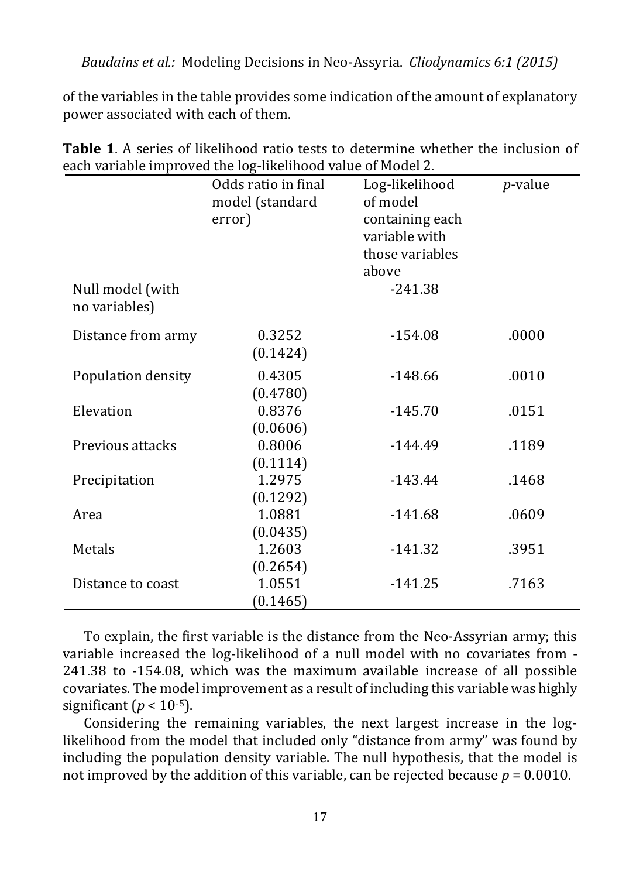of the variables in the table provides some indication of the amount of explanatory power associated with each of them.

**Table 1**. A series of likelihood ratio tests to determine whether the inclusion of each variable improved the log-likelihood value of Model 2.

| | Odds ratio in final model (standard error) | Log-likelihood of model containing each variable with those variables above | *p*-value |
|---|---|---|---|
| Null model (with no variables) | | -241.38 | |
| Distance from army | 0.3252 (0.1424) | -154.08 | .0000 |
| Population density | 0.4305 (0.4780) | -148.66 | .0010 |
| Elevation | 0.8376 (0.0606) | -145.70 | .0151 |
| Previous attacks | 0.8006 (0.1114) | -144.49 | .1189 |
| Precipitation | 1.2975 (0.1292) | -143.44 | .1468 |
| Area | 1.0881 (0.0435) | -141.68 | .0609 |
| Metals | 1.2603 (0.2654) | -141.32 | .3951 |
| Distance to coast | 1.0551 (0.1465) | -141.25 | .7163 |

To explain, the first variable is the distance from the Neo-Assyrian army; this variable increased the log-likelihood of a null model with no covariates from -241.38 to -154.08, which was the maximum available increase of all possible covariates. The model improvement as a result of including this variable was highly significant ($p < 10^{-5}$).

Considering the remaining variables, the next largest increase in the log-likelihood from the model that included only "distance from army" was found by including the population density variable. The null hypothesis, that the model is not improved by the addition of this variable, can be rejected because $p = 0.0010$.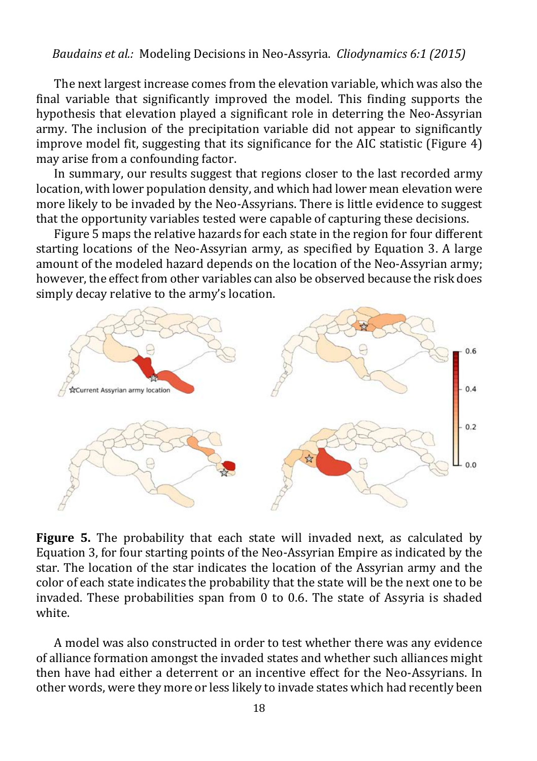The next largest increase comes from the elevation variable, which was also the final variable that significantly improved the model. This finding supports the hypothesis that elevation played a significant role in deterring the Neo-Assyrian army. The inclusion of the precipitation variable did not appear to significantly improve model fit, suggesting that its significance for the AIC statistic (Figure 4) may arise from a confounding factor.

In summary, our results suggest that regions closer to the last recorded army location, with lower population density, and which had lower mean elevation were more likely to be invaded by the Neo-Assyrians. There is little evidence to suggest that the opportunity variables tested were capable of capturing these decisions.

Figure 5 maps the relative hazards for each state in the region for four different starting locations of the Neo-Assyrian army, as specified by Equation 3. A large amount of the modeled hazard depends on the location of the Neo-Assyrian army; however, the effect from other variables can also be observed because the risk does simply decay relative to the army's location.

**Figure 5.** The probability that each state will invaded next, as calculated by Equation 3, for four starting points of the Neo-Assyrian Empire as indicated by the star. The location of the star indicates the location of the Assyrian army and the color of each state indicates the probability that the state will be the next one to be invaded. These probabilities span from 0 to 0.6. The state of Assyria is shaded white.

A model was also constructed in order to test whether there was any evidence of alliance formation amongst the invaded states and whether such alliances might then have had either a deterrent or an incentive effect for the Neo-Assyrians. In other words, were they more or less likely to invade states which had recently been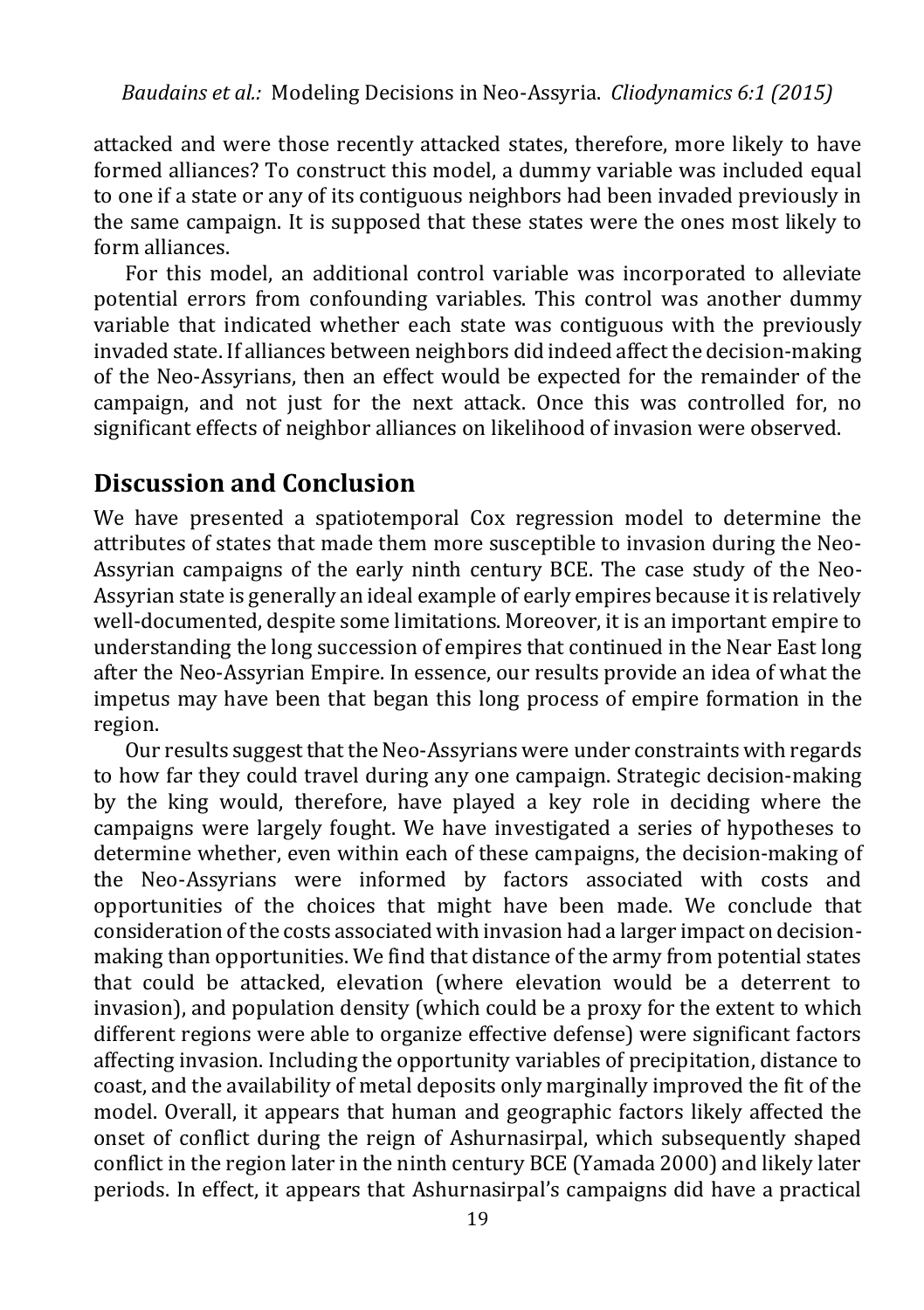attacked and were those recently attacked states, therefore, more likely to have formed alliances? To construct this model, a dummy variable was included equal to one if a state or any of its contiguous neighbors had been invaded previously in the same campaign. It is supposed that these states were the ones most likely to form alliances.

For this model, an additional control variable was incorporated to alleviate potential errors from confounding variables. This control was another dummy variable that indicated whether each state was contiguous with the previously invaded state. If alliances between neighbors did indeed affect the decision-making of the Neo-Assyrians, then an effect would be expected for the remainder of the campaign, and not just for the next attack. Once this was controlled for, no significant effects of neighbor alliances on likelihood of invasion were observed.

## Discussion and Conclusion

We have presented a spatiotemporal Cox regression model to determine the attributes of states that made them more susceptible to invasion during the Neo-Assyrian campaigns of the early ninth century BCE. The case study of the Neo-Assyrian state is generally an ideal example of early empires because it is relatively well-documented, despite some limitations. Moreover, it is an important empire to understanding the long succession of empires that continued in the Near East long after the Neo-Assyrian Empire. In essence, our results provide an idea of what the impetus may have been that began this long process of empire formation in the region.

Our results suggest that the Neo-Assyrians were under constraints with regards to how far they could travel during any one campaign. Strategic decision-making by the king would, therefore, have played a key role in deciding where the campaigns were largely fought. We have investigated a series of hypotheses to determine whether, even within each of these campaigns, the decision-making of the Neo-Assyrians were informed by factors associated with costs and opportunities of the choices that might have been made. We conclude that consideration of the costs associated with invasion had a larger impact on decision-making than opportunities. We find that distance of the army from potential states that could be attacked, elevation (where elevation would be a deterrent to invasion), and population density (which could be a proxy for the extent to which different regions were able to organize effective defense) were significant factors affecting invasion. Including the opportunity variables of precipitation, distance to coast, and the availability of metal deposits only marginally improved the fit of the model. Overall, it appears that human and geographic factors likely affected the onset of conflict during the reign of Ashurnasirpal, which subsequently shaped conflict in the region later in the ninth century BCE (Yamada 2000) and likely later periods. In effect, it appears that Ashurnasirpal's campaigns did have a practical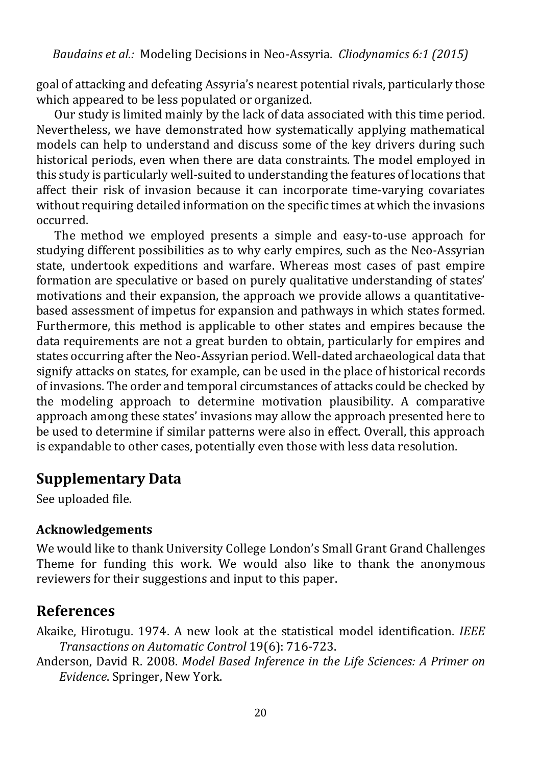goal of attacking and defeating Assyria's nearest potential rivals, particularly those which appeared to be less populated or organized.

Our study is limited mainly by the lack of data associated with this time period. Nevertheless, we have demonstrated how systematically applying mathematical models can help to understand and discuss some of the key drivers during such historical periods, even when there are data constraints. The model employed in this study is particularly well-suited to understanding the features of locations that affect their risk of invasion because it can incorporate time-varying covariates without requiring detailed information on the specific times at which the invasions occurred.

The method we employed presents a simple and easy-to-use approach for studying different possibilities as to why early empires, such as the Neo-Assyrian state, undertook expeditions and warfare. Whereas most cases of past empire formation are speculative or based on purely qualitative understanding of states' motivations and their expansion, the approach we provide allows a quantitative-based assessment of impetus for expansion and pathways in which states formed. Furthermore, this method is applicable to other states and empires because the data requirements are not a great burden to obtain, particularly for empires and states occurring after the Neo-Assyrian period. Well-dated archaeological data that signify attacks on states, for example, can be used in the place of historical records of invasions. The order and temporal circumstances of attacks could be checked by the modeling approach to determine motivation plausibility. A comparative approach among these states' invasions may allow the approach presented here to be used to determine if similar patterns were also in effect. Overall, this approach is expandable to other cases, potentially even those with less data resolution.

## Supplementary Data

See uploaded file.

### Acknowledgements

We would like to thank University College London's Small Grant Grand Challenges Theme for funding this work. We would also like to thank the anonymous reviewers for their suggestions and input to this paper.

## References

Akaike, Hirotugu. 1974. A new look at the statistical model identification. *IEEE Transactions on Automatic Control* 19(6): 716-723.

Anderson, David R. 2008. *Model Based Inference in the Life Sciences: A Primer on Evidence*. Springer, New York.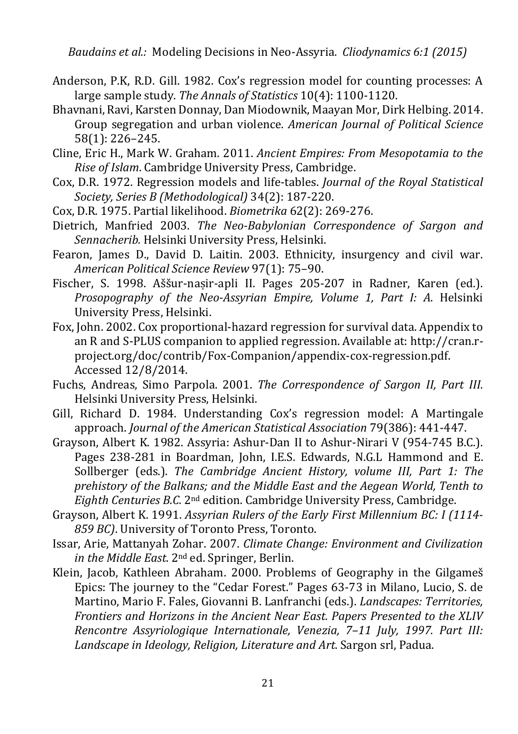Anderson, P.K, R.D. Gill. 1982. Cox's regression model for counting processes: A large sample study. *The Annals of Statistics* 10(4): 1100-1120.

Bhavnani, Ravi, Karsten Donnay, Dan Miodownik, Maayan Mor, Dirk Helbing. 2014. Group segregation and urban violence. *American Journal of Political Science* 58(1): 226–245.

Cline, Eric H., Mark W. Graham. 2011. *Ancient Empires: From Mesopotamia to the Rise of Islam*. Cambridge University Press, Cambridge.

Cox, D.R. 1972. Regression models and life-tables. *Journal of the Royal Statistical Society, Series B (Methodological)* 34(2): 187-220.

Cox, D.R. 1975. Partial likelihood. *Biometrika* 62(2): 269-276.

Dietrich, Manfried 2003. *The Neo-Babylonian Correspondence of Sargon and Sennacherib.* Helsinki University Press, Helsinki.

Fearon, James D., David D. Laitin. 2003. Ethnicity, insurgency and civil war. *American Political Science Review* 97(1): 75–90.

Fischer, S. 1998. Aššur-naṣir-apli II. Pages 205-207 in Radner, Karen (ed.). *Prosopography of the Neo-Assyrian Empire, Volume 1, Part I: A*. Helsinki University Press, Helsinki.

Fox, John. 2002. Cox proportional-hazard regression for survival data. Appendix to an R and S-PLUS companion to applied regression. Available at: http://cran.r-project.org/doc/contrib/Fox-Companion/appendix-cox-regression.pdf. Accessed 12/8/2014.

Fuchs, Andreas, Simo Parpola. 2001. *The Correspondence of Sargon II, Part III.* Helsinki University Press, Helsinki.

Gill, Richard D. 1984. Understanding Cox's regression model: A Martingale approach. *Journal of the American Statistical Association* 79(386): 441-447.

Grayson, Albert K. 1982. Assyria: Ashur-Dan II to Ashur-Nirari V (954-745 B.C.). Pages 238-281 in Boardman, John, I.E.S. Edwards, N.G.L Hammond and E. Sollberger (eds.). *The Cambridge Ancient History, volume III, Part 1: The prehistory of the Balkans; and the Middle East and the Aegean World, Tenth to Eighth Centuries B.C.* 2nd edition. Cambridge University Press, Cambridge.

Grayson, Albert K. 1991. *Assyrian Rulers of the Early First Millennium BC: I (1114-859 BC)*. University of Toronto Press, Toronto.

Issar, Arie, Mattanyah Zohar. 2007. *Climate Change: Environment and Civilization in the Middle East*. 2nd ed. Springer, Berlin.

Klein, Jacob, Kathleen Abraham. 2000. Problems of Geography in the Gilgameš Epics: The journey to the "Cedar Forest." Pages 63-73 in Milano, Lucio, S. de Martino, Mario F. Fales, Giovanni B. Lanfranchi (eds.). *Landscapes: Territories, Frontiers and Horizons in the Ancient Near East. Papers Presented to the XLIV Rencontre Assyriologique Internationale, Venezia, 7–11 July, 1997. Part III: Landscape in Ideology, Religion, Literature and Art.* Sargon srl, Padua.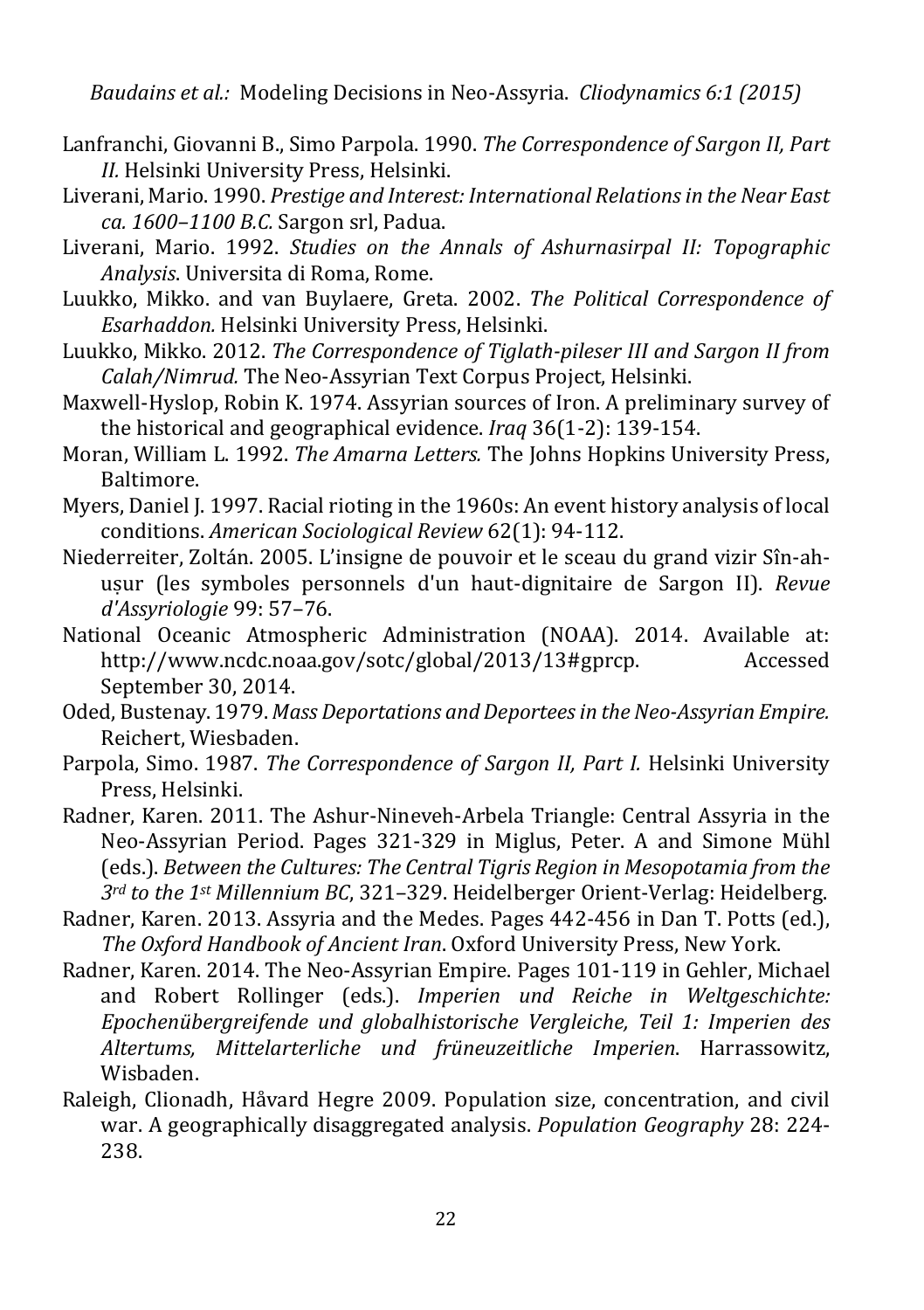Lanfranchi, Giovanni B., Simo Parpola. 1990. *The Correspondence of Sargon II, Part II.* Helsinki University Press, Helsinki.

Liverani, Mario. 1990. *Prestige and Interest: International Relations in the Near East ca. 1600–1100 B.C.* Sargon srl, Padua.

Liverani, Mario. 1992. *Studies on the Annals of Ashurnasirpal II: Topographic Analysis*. Universita di Roma, Rome.

Luukko, Mikko. and van Buylaere, Greta. 2002. *The Political Correspondence of Esarhaddon.* Helsinki University Press, Helsinki.

Luukko, Mikko. 2012. *The Correspondence of Tiglath-pileser III and Sargon II from Calah/Nimrud.* The Neo-Assyrian Text Corpus Project, Helsinki.

Maxwell-Hyslop, Robin K. 1974. Assyrian sources of Iron. A preliminary survey of the historical and geographical evidence. *Iraq* 36(1-2): 139-154.

Moran, William L. 1992. *The Amarna Letters.* The Johns Hopkins University Press, Baltimore.

Myers, Daniel J. 1997. Racial rioting in the 1960s: An event history analysis of local conditions. *American Sociological Review* 62(1): 94-112.

Niederreiter, Zoltán. 2005. L'insigne de pouvoir et le sceau du grand vizir Sîn-ahuṣur (les symboles personnels d'un haut-dignitaire de Sargon II). *Revue d'Assyriologie* 99: 57–76.

National Oceanic Atmospheric Administration (NOAA). 2014. Available at: http://www.ncdc.noaa.gov/sotc/global/2013/13#gprcp. Accessed September 30, 2014.

Oded, Bustenay. 1979. *Mass Deportations and Deportees in the Neo-Assyrian Empire.* Reichert, Wiesbaden.

Parpola, Simo. 1987. *The Correspondence of Sargon II, Part I.* Helsinki University Press, Helsinki.

Radner, Karen. 2011. The Ashur-Nineveh-Arbela Triangle: Central Assyria in the Neo-Assyrian Period. Pages 321-329 in Miglus, Peter. A and Simone Mühl (eds.). *Between the Cultures: The Central Tigris Region in Mesopotamia from the 3rd to the 1st Millennium BC*, 321–329. Heidelberger Orient-Verlag: Heidelberg.

Radner, Karen. 2013. Assyria and the Medes. Pages 442-456 in Dan T. Potts (ed.), *The Oxford Handbook of Ancient Iran*. Oxford University Press, New York.

Radner, Karen. 2014. The Neo-Assyrian Empire. Pages 101-119 in Gehler, Michael and Robert Rollinger (eds.). *Imperien und Reiche in Weltgeschichte: Epochenübergreifende und globalhistorische Vergleiche, Teil 1: Imperien des Altertums, Mittelarterliche und früneuzeitliche Imperien*. Harrassowitz, Wisbaden.

Raleigh, Clionadh, Håvard Hegre 2009. Population size, concentration, and civil war. A geographically disaggregated analysis. *Population Geography* 28: 224-238.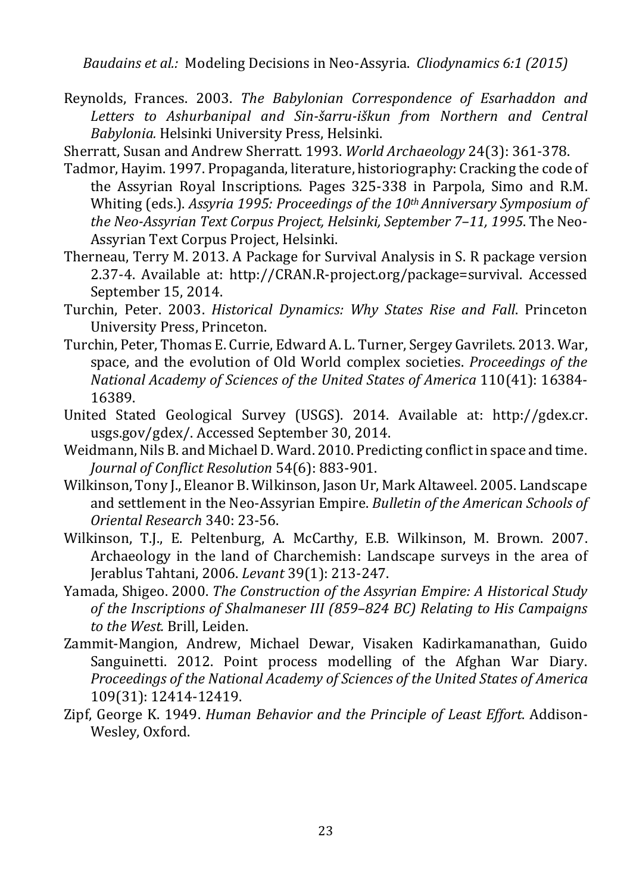Reynolds, Frances. 2003. *The Babylonian Correspondence of Esarhaddon and Letters to Ashurbanipal and Sin-šarru-iškun from Northern and Central Babylonia.* Helsinki University Press, Helsinki.

Sherratt, Susan and Andrew Sherratt. 1993. *World Archaeology* 24(3): 361-378.

Tadmor, Hayim. 1997. Propaganda, literature, historiography: Cracking the code of the Assyrian Royal Inscriptions. Pages 325-338 in Parpola, Simo and R.M. Whiting (eds.). *Assyria 1995: Proceedings of the 10th Anniversary Symposium of the Neo-Assyrian Text Corpus Project, Helsinki, September 7–11, 1995*. The Neo-Assyrian Text Corpus Project, Helsinki.

Therneau, Terry M. 2013. A Package for Survival Analysis in S. R package version 2.37-4. Available at: http://CRAN.R-project.org/package=survival. Accessed September 15, 2014.

Turchin, Peter. 2003. *Historical Dynamics: Why States Rise and Fall*. Princeton University Press, Princeton.

Turchin, Peter, Thomas E. Currie, Edward A. L. Turner, Sergey Gavrilets. 2013. War, space, and the evolution of Old World complex societies. *Proceedings of the National Academy of Sciences of the United States of America* 110(41): 16384-16389.

United Stated Geological Survey (USGS). 2014. Available at: http://gdex.cr.usgs.gov/gdex/. Accessed September 30, 2014.

Weidmann, Nils B. and Michael D. Ward. 2010. Predicting conflict in space and time. *Journal of Conflict Resolution* 54(6): 883-901.

Wilkinson, Tony J., Eleanor B. Wilkinson, Jason Ur, Mark Altaweel. 2005. Landscape and settlement in the Neo-Assyrian Empire. *Bulletin of the American Schools of Oriental Research* 340: 23-56.

Wilkinson, T.J., E. Peltenburg, A. McCarthy, E.B. Wilkinson, M. Brown. 2007. Archaeology in the land of Charchemish: Landscape surveys in the area of Jerablus Tahtani, 2006. *Levant* 39(1): 213-247.

Yamada, Shigeo. 2000. *The Construction of the Assyrian Empire: A Historical Study of the Inscriptions of Shalmaneser III (859–824 BC) Relating to His Campaigns to the West.* Brill, Leiden.

Zammit-Mangion, Andrew, Michael Dewar, Visaken Kadirkamanathan, Guido Sanguinetti. 2012. Point process modelling of the Afghan War Diary. *Proceedings of the National Academy of Sciences of the United States of America* 109(31): 12414-12419.

Zipf, George K. 1949. *Human Behavior and the Principle of Least Effort*. Addison-Wesley, Oxford.